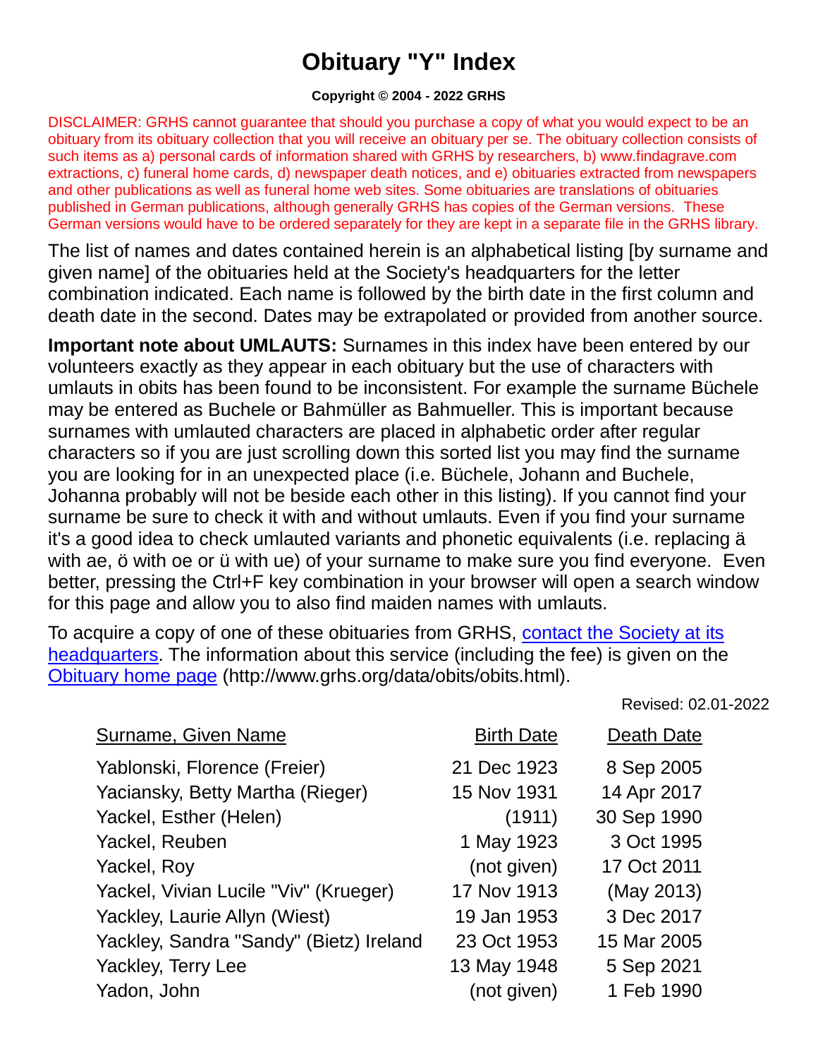# Obituary "Y" Index

**Copyright © 2004 - 2022 GRHS**

DISCLAIMER: GRHS cannot guarantee that should you purchase a copy of what you would expect to be an obituary from its obituary collection that you will receive an obituary per se. The obituary collection consists of such items as a) personal cards of information shared with GRHS by researchers, b) www.findagrave.com extractions, c) funeral home cards, d) newspaper death notices, and e) obituaries extracted from newspapers and other publications as well as funeral home web sites. Some obituaries are translations of obituaries published in German publications, although generally GRHS has copies of the German versions. These German versions would have to be ordered separately for they are kept in a separate file in the GRHS library.

The list of names and dates contained herein is an alphabetical listing [by surname and given name] of the obituaries held at the Society's headquarters for the letter combination indicated. Each name is followed by the birth date in the first column and death date in the second. Dates may be extrapolated or provided from another source.

**Important note about UMLAUTS:** Surnames in this index have been entered by our volunteers exactly as they appear in each obituary but the use of characters with umlauts in obits has been found to be inconsistent. For example the surname Büchele may be entered as Buchele or Bahmüller as Bahmueller. This is important because surnames with umlauted characters are placed in alphabetic order after regular characters so if you are just scrolling down this sorted list you may find the surname you are looking for in an unexpected place (i.e. Büchele, Johann and Buchele, Johanna probably will not be beside each other in this listing). If you cannot find your surname be sure to check it with and without umlauts. Even if you find your surname it's a good idea to check umlauted variants and phonetic equivalents (i.e. replacing ä with ae, ö with oe or ü with ue) of your surname to make sure you find everyone. Even better, pressing the Ctrl+F key combination in your browser will open a search window for this page and allow you to also find maiden names with umlauts.

To acquire a copy of one of these obituaries from GRHS, contact the Society at its headquarters. The information about this service (including the fee) is given on the Obituary home page (http://www.grhs.org/data/obits/obits.html).

Revised: 02.01-2022

| Surname, Given Name | Birth Date | Death Date |
|---|---|---|
| Yablonski, Florence (Freier) | 21 Dec 1923 | 8 Sep 2005 |
| Yaciansky, Betty Martha (Rieger) | 15 Nov 1931 | 14 Apr 2017 |
| Yackel, Esther (Helen) | (1911) | 30 Sep 1990 |
| Yackel, Reuben | 1 May 1923 | 3 Oct 1995 |
| Yackel, Roy | (not given) | 17 Oct 2011 |
| Yackel, Vivian Lucile "Viv" (Krueger) | 17 Nov 1913 | (May 2013) |
| Yackley, Laurie Allyn (Wiest) | 19 Jan 1953 | 3 Dec 2017 |
| Yackley, Sandra "Sandy" (Bietz) Ireland | 23 Oct 1953 | 15 Mar 2005 |
| Yackley, Terry Lee | 13 May 1948 | 5 Sep 2021 |
| Yadon, John | (not given) | 1 Feb 1990 |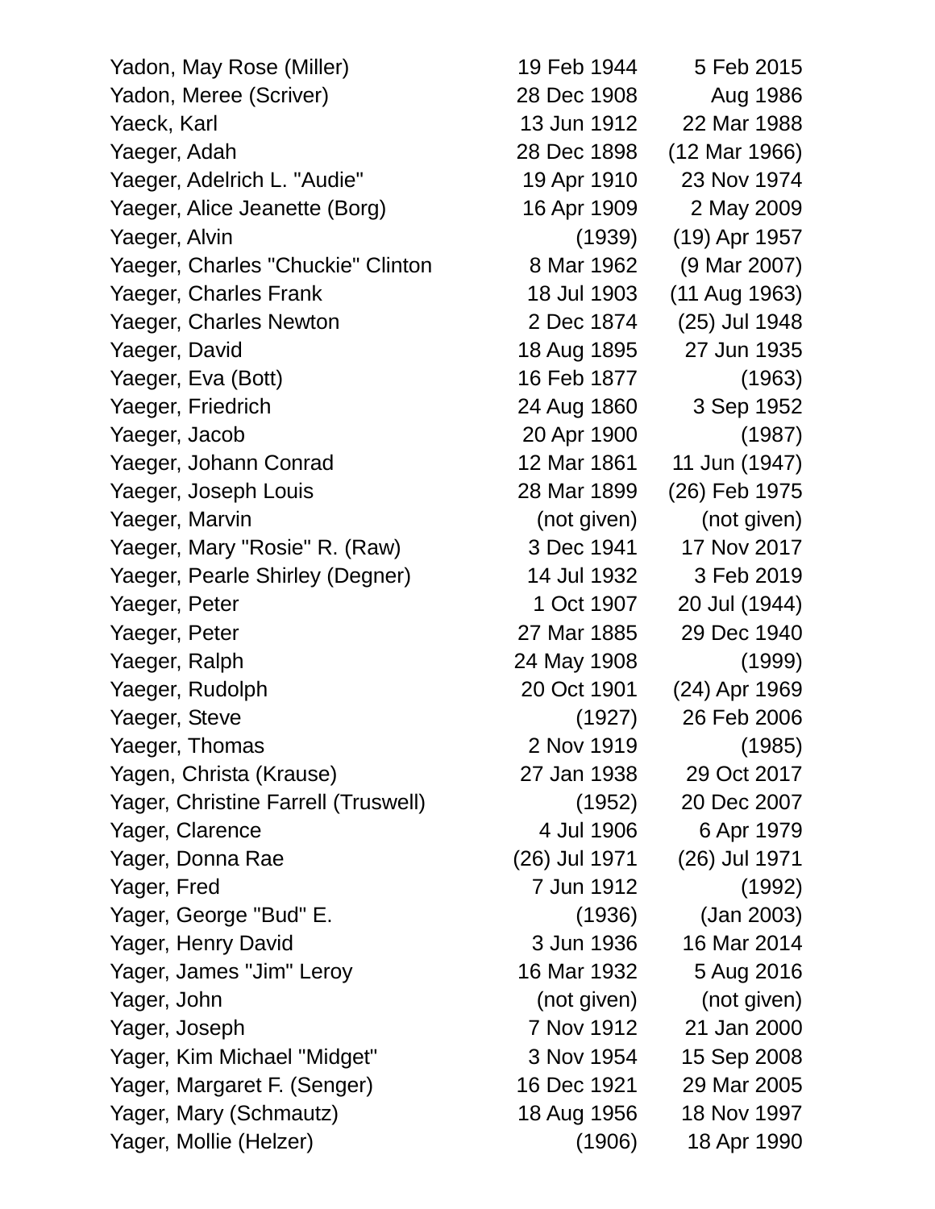| | | |
|---|---|---|
| Yadon, May Rose (Miller) | 19 Feb 1944 | 5 Feb 2015 |
| Yadon, Meree (Scriver) | 28 Dec 1908 | Aug 1986 |
| Yaeck, Karl | 13 Jun 1912 | 22 Mar 1988 |
| Yaeger, Adah | 28 Dec 1898 | (12 Mar 1966) |
| Yaeger, Adelrich L. "Audie" | 19 Apr 1910 | 23 Nov 1974 |
| Yaeger, Alice Jeanette (Borg) | 16 Apr 1909 | 2 May 2009 |
| Yaeger, Alvin | (1939) | (19) Apr 1957 |
| Yaeger, Charles "Chuckie" Clinton | 8 Mar 1962 | (9 Mar 2007) |
| Yaeger, Charles Frank | 18 Jul 1903 | (11 Aug 1963) |
| Yaeger, Charles Newton | 2 Dec 1874 | (25) Jul 1948 |
| Yaeger, David | 18 Aug 1895 | 27 Jun 1935 |
| Yaeger, Eva (Bott) | 16 Feb 1877 | (1963) |
| Yaeger, Friedrich | 24 Aug 1860 | 3 Sep 1952 |
| Yaeger, Jacob | 20 Apr 1900 | (1987) |
| Yaeger, Johann Conrad | 12 Mar 1861 | 11 Jun (1947) |
| Yaeger, Joseph Louis | 28 Mar 1899 | (26) Feb 1975 |
| Yaeger, Marvin | (not given) | (not given) |
| Yaeger, Mary "Rosie" R. (Raw) | 3 Dec 1941 | 17 Nov 2017 |
| Yaeger, Pearle Shirley (Degner) | 14 Jul 1932 | 3 Feb 2019 |
| Yaeger, Peter | 1 Oct 1907 | 20 Jul (1944) |
| Yaeger, Peter | 27 Mar 1885 | 29 Dec 1940 |
| Yaeger, Ralph | 24 May 1908 | (1999) |
| Yaeger, Rudolph | 20 Oct 1901 | (24) Apr 1969 |
| Yaeger, Steve | (1927) | 26 Feb 2006 |
| Yaeger, Thomas | 2 Nov 1919 | (1985) |
| Yagen, Christa (Krause) | 27 Jan 1938 | 29 Oct 2017 |
| Yager, Christine Farrell (Truswell) | (1952) | 20 Dec 2007 |
| Yager, Clarence | 4 Jul 1906 | 6 Apr 1979 |
| Yager, Donna Rae | (26) Jul 1971 | (26) Jul 1971 |
| Yager, Fred | 7 Jun 1912 | (1992) |
| Yager, George "Bud" E. | (1936) | (Jan 2003) |
| Yager, Henry David | 3 Jun 1936 | 16 Mar 2014 |
| Yager, James "Jim" Leroy | 16 Mar 1932 | 5 Aug 2016 |
| Yager, John | (not given) | (not given) |
| Yager, Joseph | 7 Nov 1912 | 21 Jan 2000 |
| Yager, Kim Michael "Midget" | 3 Nov 1954 | 15 Sep 2008 |
| Yager, Margaret F. (Senger) | 16 Dec 1921 | 29 Mar 2005 |
| Yager, Mary (Schmautz) | 18 Aug 1956 | 18 Nov 1997 |
| Yager, Mollie (Helzer) | (1906) | 18 Apr 1990 |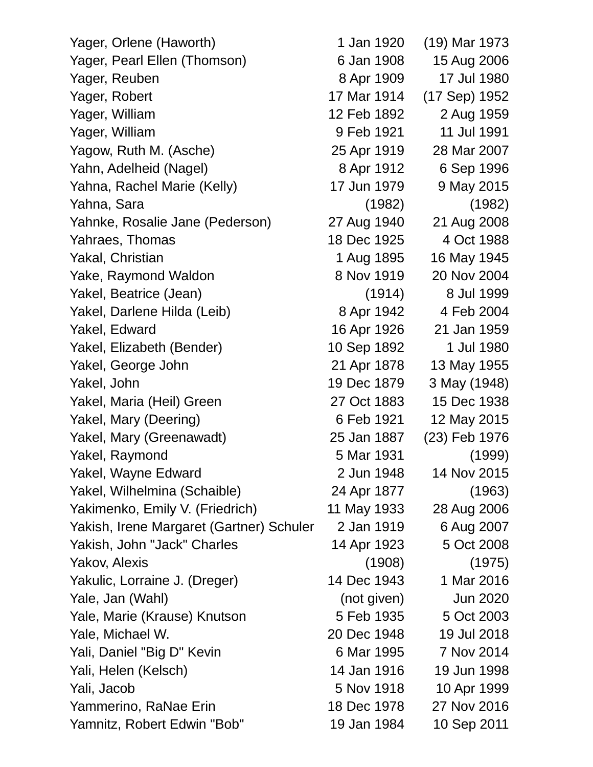| Name | Birth | Death |
|---|---|---|
| Yager, Orlene (Haworth) | 1 Jan 1920 | (19) Mar 1973 |
| Yager, Pearl Ellen (Thomson) | 6 Jan 1908 | 15 Aug 2006 |
| Yager, Reuben | 8 Apr 1909 | 17 Jul 1980 |
| Yager, Robert | 17 Mar 1914 | (17 Sep) 1952 |
| Yager, William | 12 Feb 1892 | 2 Aug 1959 |
| Yager, William | 9 Feb 1921 | 11 Jul 1991 |
| Yagow, Ruth M. (Asche) | 25 Apr 1919 | 28 Mar 2007 |
| Yahn, Adelheid (Nagel) | 8 Apr 1912 | 6 Sep 1996 |
| Yahna, Rachel Marie (Kelly) | 17 Jun 1979 | 9 May 2015 |
| Yahna, Sara | (1982) | (1982) |
| Yahnke, Rosalie Jane (Pederson) | 27 Aug 1940 | 21 Aug 2008 |
| Yahraes, Thomas | 18 Dec 1925 | 4 Oct 1988 |
| Yakal, Christian | 1 Aug 1895 | 16 May 1945 |
| Yake, Raymond Waldon | 8 Nov 1919 | 20 Nov 2004 |
| Yakel, Beatrice (Jean) | (1914) | 8 Jul 1999 |
| Yakel, Darlene Hilda (Leib) | 8 Apr 1942 | 4 Feb 2004 |
| Yakel, Edward | 16 Apr 1926 | 21 Jan 1959 |
| Yakel, Elizabeth (Bender) | 10 Sep 1892 | 1 Jul 1980 |
| Yakel, George John | 21 Apr 1878 | 13 May 1955 |
| Yakel, John | 19 Dec 1879 | 3 May (1948) |
| Yakel, Maria (Heil) Green | 27 Oct 1883 | 15 Dec 1938 |
| Yakel, Mary (Deering) | 6 Feb 1921 | 12 May 2015 |
| Yakel, Mary (Greenawadt) | 25 Jan 1887 | (23) Feb 1976 |
| Yakel, Raymond | 5 Mar 1931 | (1999) |
| Yakel, Wayne Edward | 2 Jun 1948 | 14 Nov 2015 |
| Yakel, Wilhelmina (Schaible) | 24 Apr 1877 | (1963) |
| Yakimenko, Emily V. (Friedrich) | 11 May 1933 | 28 Aug 2006 |
| Yakish, Irene Margaret (Gartner) Schuler | 2 Jan 1919 | 6 Aug 2007 |
| Yakish, John "Jack" Charles | 14 Apr 1923 | 5 Oct 2008 |
| Yakov, Alexis | (1908) | (1975) |
| Yakulic, Lorraine J. (Dreger) | 14 Dec 1943 | 1 Mar 2016 |
| Yale, Jan (Wahl) | (not given) | Jun 2020 |
| Yale, Marie (Krause) Knutson | 5 Feb 1935 | 5 Oct 2003 |
| Yale, Michael W. | 20 Dec 1948 | 19 Jul 2018 |
| Yali, Daniel "Big D" Kevin | 6 Mar 1995 | 7 Nov 2014 |
| Yali, Helen (Kelsch) | 14 Jan 1916 | 19 Jun 1998 |
| Yali, Jacob | 5 Nov 1918 | 10 Apr 1999 |
| Yammerino, RaNae Erin | 18 Dec 1978 | 27 Nov 2016 |
| Yamnitz, Robert Edwin "Bob" | 19 Jan 1984 | 10 Sep 2011 |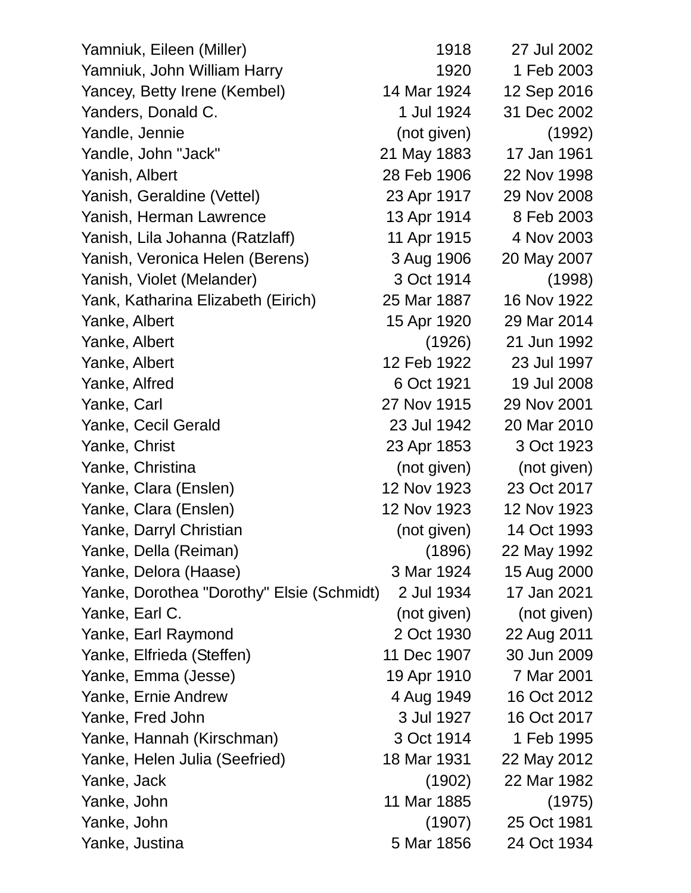| | | |
|---|---|---|
| Yamniuk, Eileen (Miller) | 1918 | 27 Jul 2002 |
| Yamniuk, John William Harry | 1920 | 1 Feb 2003 |
| Yancey, Betty Irene (Kembel) | 14 Mar 1924 | 12 Sep 2016 |
| Yanders, Donald C. | 1 Jul 1924 | 31 Dec 2002 |
| Yandle, Jennie | (not given) | (1992) |
| Yandle, John "Jack" | 21 May 1883 | 17 Jan 1961 |
| Yanish, Albert | 28 Feb 1906 | 22 Nov 1998 |
| Yanish, Geraldine (Vettel) | 23 Apr 1917 | 29 Nov 2008 |
| Yanish, Herman Lawrence | 13 Apr 1914 | 8 Feb 2003 |
| Yanish, Lila Johanna (Ratzlaff) | 11 Apr 1915 | 4 Nov 2003 |
| Yanish, Veronica Helen (Berens) | 3 Aug 1906 | 20 May 2007 |
| Yanish, Violet (Melander) | 3 Oct 1914 | (1998) |
| Yank, Katharina Elizabeth (Eirich) | 25 Mar 1887 | 16 Nov 1922 |
| Yanke, Albert | 15 Apr 1920 | 29 Mar 2014 |
| Yanke, Albert | (1926) | 21 Jun 1992 |
| Yanke, Albert | 12 Feb 1922 | 23 Jul 1997 |
| Yanke, Alfred | 6 Oct 1921 | 19 Jul 2008 |
| Yanke, Carl | 27 Nov 1915 | 29 Nov 2001 |
| Yanke, Cecil Gerald | 23 Jul 1942 | 20 Mar 2010 |
| Yanke, Christ | 23 Apr 1853 | 3 Oct 1923 |
| Yanke, Christina | (not given) | (not given) |
| Yanke, Clara (Enslen) | 12 Nov 1923 | 23 Oct 2017 |
| Yanke, Clara (Enslen) | 12 Nov 1923 | 12 Nov 1923 |
| Yanke, Darryl Christian | (not given) | 14 Oct 1993 |
| Yanke, Della (Reiman) | (1896) | 22 May 1992 |
| Yanke, Delora (Haase) | 3 Mar 1924 | 15 Aug 2000 |
| Yanke, Dorothea "Dorothy" Elsie (Schmidt) | 2 Jul 1934 | 17 Jan 2021 |
| Yanke, Earl C. | (not given) | (not given) |
| Yanke, Earl Raymond | 2 Oct 1930 | 22 Aug 2011 |
| Yanke, Elfrieda (Steffen) | 11 Dec 1907 | 30 Jun 2009 |
| Yanke, Emma (Jesse) | 19 Apr 1910 | 7 Mar 2001 |
| Yanke, Ernie Andrew | 4 Aug 1949 | 16 Oct 2012 |
| Yanke, Fred John | 3 Jul 1927 | 16 Oct 2017 |
| Yanke, Hannah (Kirschman) | 3 Oct 1914 | 1 Feb 1995 |
| Yanke, Helen Julia (Seefried) | 18 Mar 1931 | 22 May 2012 |
| Yanke, Jack | (1902) | 22 Mar 1982 |
| Yanke, John | 11 Mar 1885 | (1975) |
| Yanke, John | (1907) | 25 Oct 1981 |
| Yanke, Justina | 5 Mar 1856 | 24 Oct 1934 |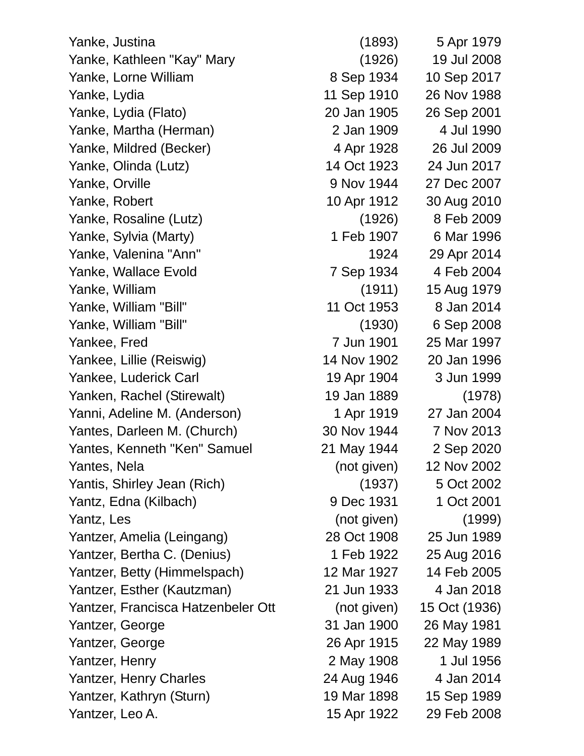| Name | Birth | Death |
|---|---|---|
| Yanke, Justina | (1893) | 5 Apr 1979 |
| Yanke, Kathleen "Kay" Mary | (1926) | 19 Jul 2008 |
| Yanke, Lorne William | 8 Sep 1934 | 10 Sep 2017 |
| Yanke, Lydia | 11 Sep 1910 | 26 Nov 1988 |
| Yanke, Lydia (Flato) | 20 Jan 1905 | 26 Sep 2001 |
| Yanke, Martha (Herman) | 2 Jan 1909 | 4 Jul 1990 |
| Yanke, Mildred (Becker) | 4 Apr 1928 | 26 Jul 2009 |
| Yanke, Olinda (Lutz) | 14 Oct 1923 | 24 Jun 2017 |
| Yanke, Orville | 9 Nov 1944 | 27 Dec 2007 |
| Yanke, Robert | 10 Apr 1912 | 30 Aug 2010 |
| Yanke, Rosaline (Lutz) | (1926) | 8 Feb 2009 |
| Yanke, Sylvia (Marty) | 1 Feb 1907 | 6 Mar 1996 |
| Yanke, Valenina "Ann" | 1924 | 29 Apr 2014 |
| Yanke, Wallace Evold | 7 Sep 1934 | 4 Feb 2004 |
| Yanke, William | (1911) | 15 Aug 1979 |
| Yanke, William "Bill" | 11 Oct 1953 | 8 Jan 2014 |
| Yanke, William "Bill" | (1930) | 6 Sep 2008 |
| Yankee, Fred | 7 Jun 1901 | 25 Mar 1997 |
| Yankee, Lillie (Reiswig) | 14 Nov 1902 | 20 Jan 1996 |
| Yankee, Luderick Carl | 19 Apr 1904 | 3 Jun 1999 |
| Yanken, Rachel (Stirewalt) | 19 Jan 1889 | (1978) |
| Yanni, Adeline M. (Anderson) | 1 Apr 1919 | 27 Jan 2004 |
| Yantes, Darleen M. (Church) | 30 Nov 1944 | 7 Nov 2013 |
| Yantes, Kenneth "Ken" Samuel | 21 May 1944 | 2 Sep 2020 |
| Yantes, Nela | (not given) | 12 Nov 2002 |
| Yantis, Shirley Jean (Rich) | (1937) | 5 Oct 2002 |
| Yantz, Edna (Kilbach) | 9 Dec 1931 | 1 Oct 2001 |
| Yantz, Les | (not given) | (1999) |
| Yantzer, Amelia (Leingang) | 28 Oct 1908 | 25 Jun 1989 |
| Yantzer, Bertha C. (Denius) | 1 Feb 1922 | 25 Aug 2016 |
| Yantzer, Betty (Himmelspach) | 12 Mar 1927 | 14 Feb 2005 |
| Yantzer, Esther (Kautzman) | 21 Jun 1933 | 4 Jan 2018 |
| Yantzer, Francisca Hatzenbeler Ott | (not given) | 15 Oct (1936) |
| Yantzer, George | 31 Jan 1900 | 26 May 1981 |
| Yantzer, George | 26 Apr 1915 | 22 May 1989 |
| Yantzer, Henry | 2 May 1908 | 1 Jul 1956 |
| Yantzer, Henry Charles | 24 Aug 1946 | 4 Jan 2014 |
| Yantzer, Kathryn (Sturn) | 19 Mar 1898 | 15 Sep 1989 |
| Yantzer, Leo A. | 15 Apr 1922 | 29 Feb 2008 |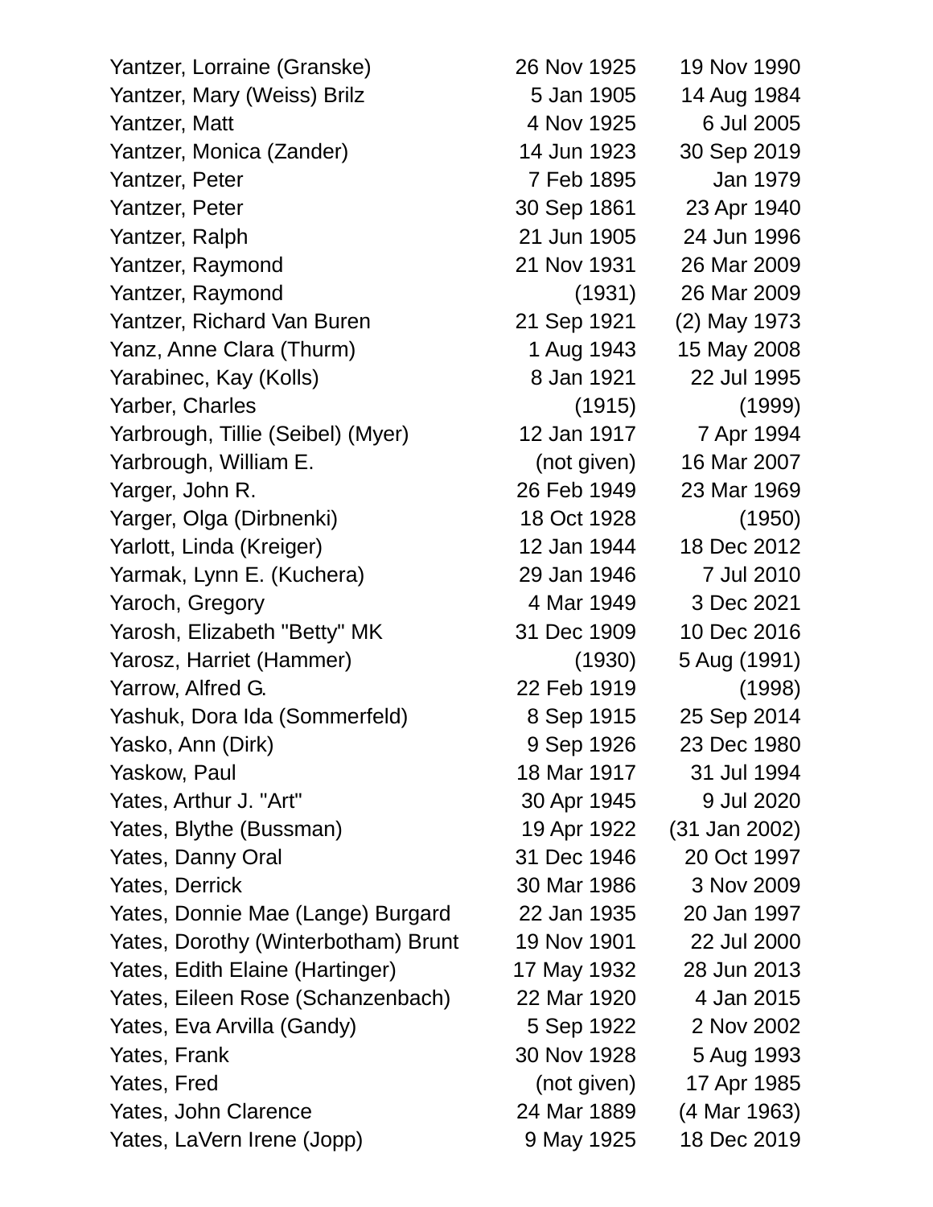| | | |
|---|---|---|
| Yantzer, Lorraine (Granske) | 26 Nov 1925 | 19 Nov 1990 |
| Yantzer, Mary (Weiss) Brilz | 5 Jan 1905 | 14 Aug 1984 |
| Yantzer, Matt | 4 Nov 1925 | 6 Jul 2005 |
| Yantzer, Monica (Zander) | 14 Jun 1923 | 30 Sep 2019 |
| Yantzer, Peter | 7 Feb 1895 | Jan 1979 |
| Yantzer, Peter | 30 Sep 1861 | 23 Apr 1940 |
| Yantzer, Ralph | 21 Jun 1905 | 24 Jun 1996 |
| Yantzer, Raymond | 21 Nov 1931 | 26 Mar 2009 |
| Yantzer, Raymond | (1931) | 26 Mar 2009 |
| Yantzer, Richard Van Buren | 21 Sep 1921 | (2) May 1973 |
| Yanz, Anne Clara (Thurm) | 1 Aug 1943 | 15 May 2008 |
| Yarabinec, Kay (Kolls) | 8 Jan 1921 | 22 Jul 1995 |
| Yarber, Charles | (1915) | (1999) |
| Yarbrough, Tillie (Seibel) (Myer) | 12 Jan 1917 | 7 Apr 1994 |
| Yarbrough, William E. | (not given) | 16 Mar 2007 |
| Yarger, John R. | 26 Feb 1949 | 23 Mar 1969 |
| Yarger, Olga (Dirbnenki) | 18 Oct 1928 | (1950) |
| Yarlott, Linda (Kreiger) | 12 Jan 1944 | 18 Dec 2012 |
| Yarmak, Lynn E. (Kuchera) | 29 Jan 1946 | 7 Jul 2010 |
| Yaroch, Gregory | 4 Mar 1949 | 3 Dec 2021 |
| Yarosh, Elizabeth "Betty" MK | 31 Dec 1909 | 10 Dec 2016 |
| Yarosz, Harriet (Hammer) | (1930) | 5 Aug (1991) |
| Yarrow, Alfred G. | 22 Feb 1919 | (1998) |
| Yashuk, Dora Ida (Sommerfeld) | 8 Sep 1915 | 25 Sep 2014 |
| Yasko, Ann (Dirk) | 9 Sep 1926 | 23 Dec 1980 |
| Yaskow, Paul | 18 Mar 1917 | 31 Jul 1994 |
| Yates, Arthur J. "Art" | 30 Apr 1945 | 9 Jul 2020 |
| Yates, Blythe (Bussman) | 19 Apr 1922 | (31 Jan 2002) |
| Yates, Danny Oral | 31 Dec 1946 | 20 Oct 1997 |
| Yates, Derrick | 30 Mar 1986 | 3 Nov 2009 |
| Yates, Donnie Mae (Lange) Burgard | 22 Jan 1935 | 20 Jan 1997 |
| Yates, Dorothy (Winterbotham) Brunt | 19 Nov 1901 | 22 Jul 2000 |
| Yates, Edith Elaine (Hartinger) | 17 May 1932 | 28 Jun 2013 |
| Yates, Eileen Rose (Schanzenbach) | 22 Mar 1920 | 4 Jan 2015 |
| Yates, Eva Arvilla (Gandy) | 5 Sep 1922 | 2 Nov 2002 |
| Yates, Frank | 30 Nov 1928 | 5 Aug 1993 |
| Yates, Fred | (not given) | 17 Apr 1985 |
| Yates, John Clarence | 24 Mar 1889 | (4 Mar 1963) |
| Yates, LaVern Irene (Jopp) | 9 May 1925 | 18 Dec 2019 |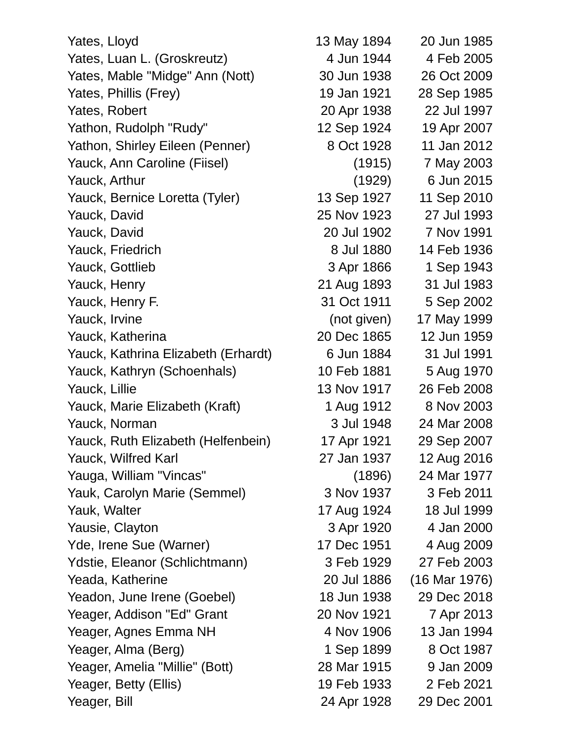| | | |
|---|---|---|
| Yates, Lloyd | 13 May 1894 | 20 Jun 1985 |
| Yates, Luan L. (Groskreutz) | 4 Jun 1944 | 4 Feb 2005 |
| Yates, Mable "Midge" Ann (Nott) | 30 Jun 1938 | 26 Oct 2009 |
| Yates, Phillis (Frey) | 19 Jan 1921 | 28 Sep 1985 |
| Yates, Robert | 20 Apr 1938 | 22 Jul 1997 |
| Yathon, Rudolph "Rudy" | 12 Sep 1924 | 19 Apr 2007 |
| Yathon, Shirley Eileen (Penner) | 8 Oct 1928 | 11 Jan 2012 |
| Yauck, Ann Caroline (Fiisel) | (1915) | 7 May 2003 |
| Yauck, Arthur | (1929) | 6 Jun 2015 |
| Yauck, Bernice Loretta (Tyler) | 13 Sep 1927 | 11 Sep 2010 |
| Yauck, David | 25 Nov 1923 | 27 Jul 1993 |
| Yauck, David | 20 Jul 1902 | 7 Nov 1991 |
| Yauck, Friedrich | 8 Jul 1880 | 14 Feb 1936 |
| Yauck, Gottlieb | 3 Apr 1866 | 1 Sep 1943 |
| Yauck, Henry | 21 Aug 1893 | 31 Jul 1983 |
| Yauck, Henry F. | 31 Oct 1911 | 5 Sep 2002 |
| Yauck, Irvine | (not given) | 17 May 1999 |
| Yauck, Katherina | 20 Dec 1865 | 12 Jun 1959 |
| Yauck, Kathrina Elizabeth (Erhardt) | 6 Jun 1884 | 31 Jul 1991 |
| Yauck, Kathryn (Schoenhals) | 10 Feb 1881 | 5 Aug 1970 |
| Yauck, Lillie | 13 Nov 1917 | 26 Feb 2008 |
| Yauck, Marie Elizabeth (Kraft) | 1 Aug 1912 | 8 Nov 2003 |
| Yauck, Norman | 3 Jul 1948 | 24 Mar 2008 |
| Yauck, Ruth Elizabeth (Helfenbein) | 17 Apr 1921 | 29 Sep 2007 |
| Yauck, Wilfred Karl | 27 Jan 1937 | 12 Aug 2016 |
| Yauga, William "Vincas" | (1896) | 24 Mar 1977 |
| Yauk, Carolyn Marie (Semmel) | 3 Nov 1937 | 3 Feb 2011 |
| Yauk, Walter | 17 Aug 1924 | 18 Jul 1999 |
| Yausie, Clayton | 3 Apr 1920 | 4 Jan 2000 |
| Yde, Irene Sue (Warner) | 17 Dec 1951 | 4 Aug 2009 |
| Ydstie, Eleanor (Schlichtmann) | 3 Feb 1929 | 27 Feb 2003 |
| Yeada, Katherine | 20 Jul 1886 | (16 Mar 1976) |
| Yeadon, June Irene (Goebel) | 18 Jun 1938 | 29 Dec 2018 |
| Yeager, Addison "Ed" Grant | 20 Nov 1921 | 7 Apr 2013 |
| Yeager, Agnes Emma NH | 4 Nov 1906 | 13 Jan 1994 |
| Yeager, Alma (Berg) | 1 Sep 1899 | 8 Oct 1987 |
| Yeager, Amelia "Millie" (Bott) | 28 Mar 1915 | 9 Jan 2009 |
| Yeager, Betty (Ellis) | 19 Feb 1933 | 2 Feb 2021 |
| Yeager, Bill | 24 Apr 1928 | 29 Dec 2001 |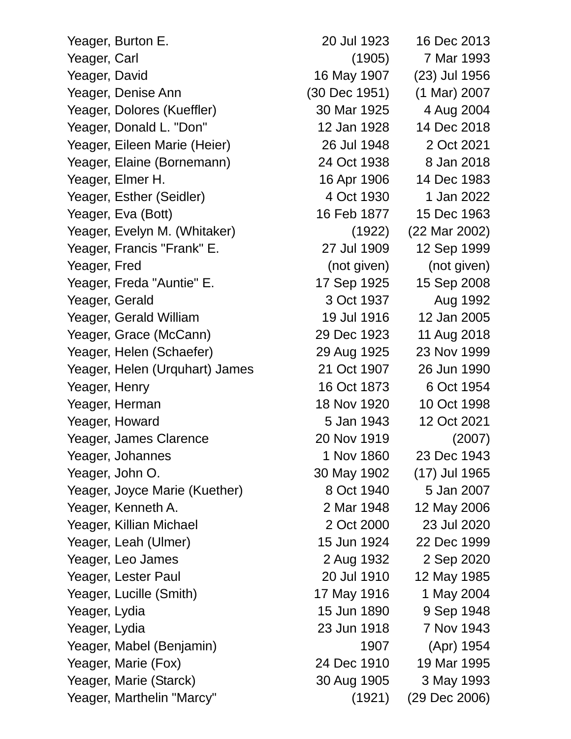| | | |
|---|---|---|
| Yeager, Burton E. | 20 Jul 1923 | 16 Dec 2013 |
| Yeager, Carl | (1905) | 7 Mar 1993 |
| Yeager, David | 16 May 1907 | (23) Jul 1956 |
| Yeager, Denise Ann | (30 Dec 1951) | (1 Mar) 2007 |
| Yeager, Dolores (Kueffler) | 30 Mar 1925 | 4 Aug 2004 |
| Yeager, Donald L. "Don" | 12 Jan 1928 | 14 Dec 2018 |
| Yeager, Eileen Marie (Heier) | 26 Jul 1948 | 2 Oct 2021 |
| Yeager, Elaine (Bornemann) | 24 Oct 1938 | 8 Jan 2018 |
| Yeager, Elmer H. | 16 Apr 1906 | 14 Dec 1983 |
| Yeager, Esther (Seidler) | 4 Oct 1930 | 1 Jan 2022 |
| Yeager, Eva (Bott) | 16 Feb 1877 | 15 Dec 1963 |
| Yeager, Evelyn M. (Whitaker) | (1922) | (22 Mar 2002) |
| Yeager, Francis "Frank" E. | 27 Jul 1909 | 12 Sep 1999 |
| Yeager, Fred | (not given) | (not given) |
| Yeager, Freda "Auntie" E. | 17 Sep 1925 | 15 Sep 2008 |
| Yeager, Gerald | 3 Oct 1937 | Aug 1992 |
| Yeager, Gerald William | 19 Jul 1916 | 12 Jan 2005 |
| Yeager, Grace (McCann) | 29 Dec 1923 | 11 Aug 2018 |
| Yeager, Helen (Schaefer) | 29 Aug 1925 | 23 Nov 1999 |
| Yeager, Helen (Urquhart) James | 21 Oct 1907 | 26 Jun 1990 |
| Yeager, Henry | 16 Oct 1873 | 6 Oct 1954 |
| Yeager, Herman | 18 Nov 1920 | 10 Oct 1998 |
| Yeager, Howard | 5 Jan 1943 | 12 Oct 2021 |
| Yeager, James Clarence | 20 Nov 1919 | (2007) |
| Yeager, Johannes | 1 Nov 1860 | 23 Dec 1943 |
| Yeager, John O. | 30 May 1902 | (17) Jul 1965 |
| Yeager, Joyce Marie (Kuether) | 8 Oct 1940 | 5 Jan 2007 |
| Yeager, Kenneth A. | 2 Mar 1948 | 12 May 2006 |
| Yeager, Killian Michael | 2 Oct 2000 | 23 Jul 2020 |
| Yeager, Leah (Ulmer) | 15 Jun 1924 | 22 Dec 1999 |
| Yeager, Leo James | 2 Aug 1932 | 2 Sep 2020 |
| Yeager, Lester Paul | 20 Jul 1910 | 12 May 1985 |
| Yeager, Lucille (Smith) | 17 May 1916 | 1 May 2004 |
| Yeager, Lydia | 15 Jun 1890 | 9 Sep 1948 |
| Yeager, Lydia | 23 Jun 1918 | 7 Nov 1943 |
| Yeager, Mabel (Benjamin) | 1907 | (Apr) 1954 |
| Yeager, Marie (Fox) | 24 Dec 1910 | 19 Mar 1995 |
| Yeager, Marie (Starck) | 30 Aug 1905 | 3 May 1993 |
| Yeager, Marthelin "Marcy" | (1921) | (29 Dec 2006) |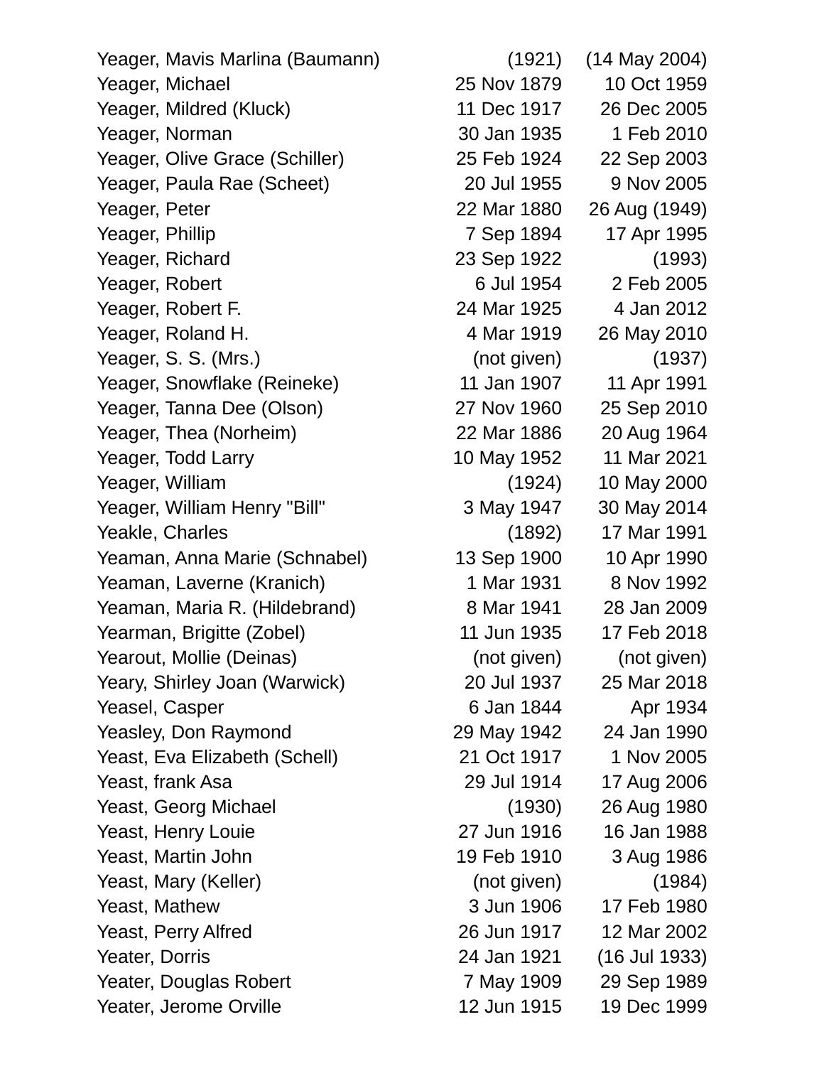| Name | Birth | Death |
|---|---|---|
| Yeager, Mavis Marlina (Baumann) | (1921) | (14 May 2004) |
| Yeager, Michael | 25 Nov 1879 | 10 Oct 1959 |
| Yeager, Mildred (Kluck) | 11 Dec 1917 | 26 Dec 2005 |
| Yeager, Norman | 30 Jan 1935 | 1 Feb 2010 |
| Yeager, Olive Grace (Schiller) | 25 Feb 1924 | 22 Sep 2003 |
| Yeager, Paula Rae (Scheet) | 20 Jul 1955 | 9 Nov 2005 |
| Yeager, Peter | 22 Mar 1880 | 26 Aug (1949) |
| Yeager, Phillip | 7 Sep 1894 | 17 Apr 1995 |
| Yeager, Richard | 23 Sep 1922 | (1993) |
| Yeager, Robert | 6 Jul 1954 | 2 Feb 2005 |
| Yeager, Robert F. | 24 Mar 1925 | 4 Jan 2012 |
| Yeager, Roland H. | 4 Mar 1919 | 26 May 2010 |
| Yeager, S. S. (Mrs.) | (not given) | (1937) |
| Yeager, Snowflake (Reineke) | 11 Jan 1907 | 11 Apr 1991 |
| Yeager, Tanna Dee (Olson) | 27 Nov 1960 | 25 Sep 2010 |
| Yeager, Thea (Norheim) | 22 Mar 1886 | 20 Aug 1964 |
| Yeager, Todd Larry | 10 May 1952 | 11 Mar 2021 |
| Yeager, William | (1924) | 10 May 2000 |
| Yeager, William Henry "Bill" | 3 May 1947 | 30 May 2014 |
| Yeakle, Charles | (1892) | 17 Mar 1991 |
| Yeaman, Anna Marie (Schnabel) | 13 Sep 1900 | 10 Apr 1990 |
| Yeaman, Laverne (Kranich) | 1 Mar 1931 | 8 Nov 1992 |
| Yeaman, Maria R. (Hildebrand) | 8 Mar 1941 | 28 Jan 2009 |
| Yearman, Brigitte (Zobel) | 11 Jun 1935 | 17 Feb 2018 |
| Yearout, Mollie (Deinas) | (not given) | (not given) |
| Yeary, Shirley Joan (Warwick) | 20 Jul 1937 | 25 Mar 2018 |
| Yeasel, Casper | 6 Jan 1844 | Apr 1934 |
| Yeasley, Don Raymond | 29 May 1942 | 24 Jan 1990 |
| Yeast, Eva Elizabeth (Schell) | 21 Oct 1917 | 1 Nov 2005 |
| Yeast, frank Asa | 29 Jul 1914 | 17 Aug 2006 |
| Yeast, Georg Michael | (1930) | 26 Aug 1980 |
| Yeast, Henry Louie | 27 Jun 1916 | 16 Jan 1988 |
| Yeast, Martin John | 19 Feb 1910 | 3 Aug 1986 |
| Yeast, Mary (Keller) | (not given) | (1984) |
| Yeast, Mathew | 3 Jun 1906 | 17 Feb 1980 |
| Yeast, Perry Alfred | 26 Jun 1917 | 12 Mar 2002 |
| Yeater, Dorris | 24 Jan 1921 | (16 Jul 1933) |
| Yeater, Douglas Robert | 7 May 1909 | 29 Sep 1989 |
| Yeater, Jerome Orville | 12 Jun 1915 | 19 Dec 1999 |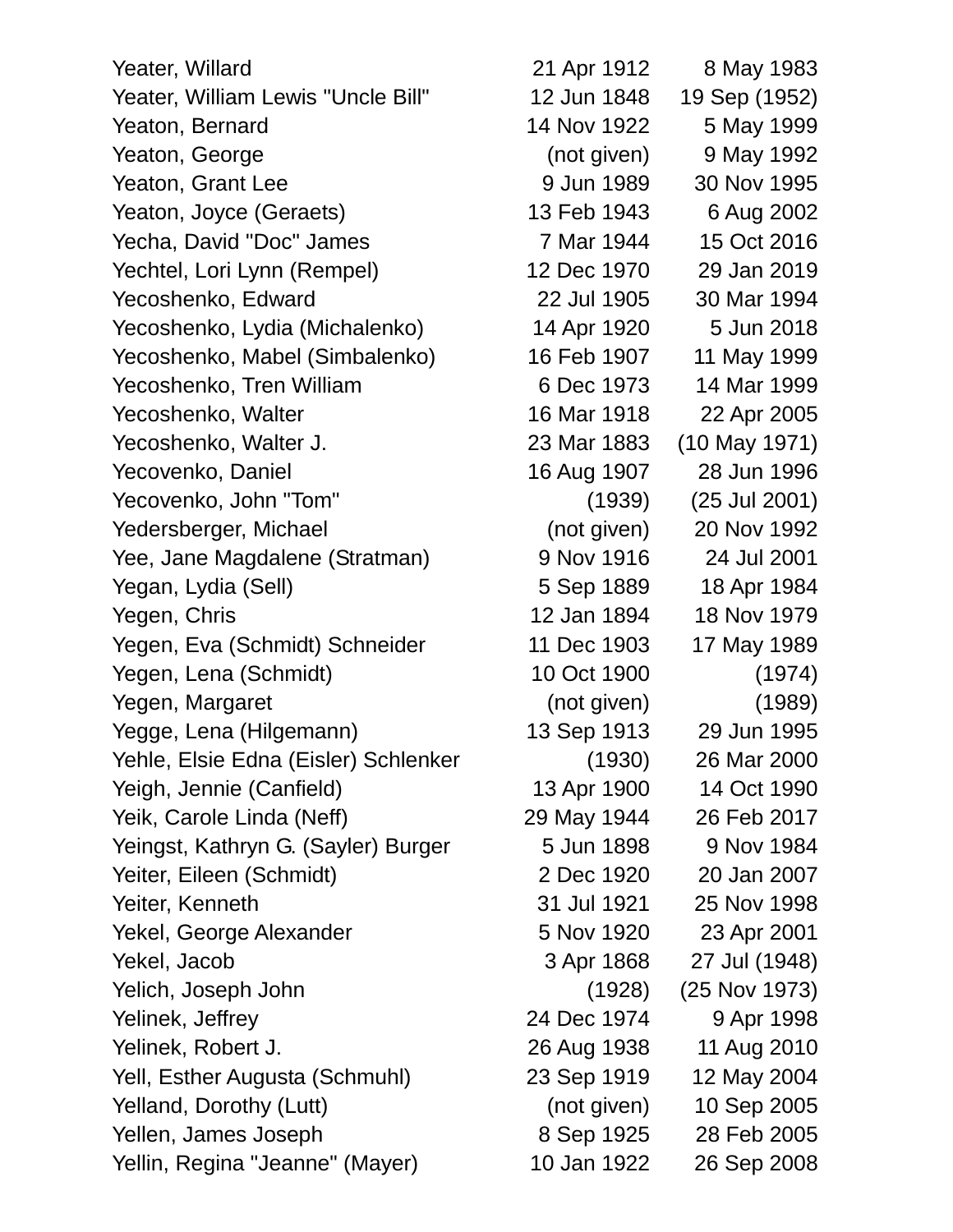| | | |
|---|---|---|
| Yeater, Willard | 21 Apr 1912 | 8 May 1983 |
| Yeater, William Lewis "Uncle Bill" | 12 Jun 1848 | 19 Sep (1952) |
| Yeaton, Bernard | 14 Nov 1922 | 5 May 1999 |
| Yeaton, George | (not given) | 9 May 1992 |
| Yeaton, Grant Lee | 9 Jun 1989 | 30 Nov 1995 |
| Yeaton, Joyce (Geraets) | 13 Feb 1943 | 6 Aug 2002 |
| Yecha, David "Doc" James | 7 Mar 1944 | 15 Oct 2016 |
| Yechtel, Lori Lynn (Rempel) | 12 Dec 1970 | 29 Jan 2019 |
| Yecoshenko, Edward | 22 Jul 1905 | 30 Mar 1994 |
| Yecoshenko, Lydia (Michalenko) | 14 Apr 1920 | 5 Jun 2018 |
| Yecoshenko, Mabel (Simbalenko) | 16 Feb 1907 | 11 May 1999 |
| Yecoshenko, Tren William | 6 Dec 1973 | 14 Mar 1999 |
| Yecoshenko, Walter | 16 Mar 1918 | 22 Apr 2005 |
| Yecoshenko, Walter J. | 23 Mar 1883 | (10 May 1971) |
| Yecovenko, Daniel | 16 Aug 1907 | 28 Jun 1996 |
| Yecovenko, John "Tom" | (1939) | (25 Jul 2001) |
| Yedersberger, Michael | (not given) | 20 Nov 1992 |
| Yee, Jane Magdalene (Stratman) | 9 Nov 1916 | 24 Jul 2001 |
| Yegan, Lydia (Sell) | 5 Sep 1889 | 18 Apr 1984 |
| Yegen, Chris | 12 Jan 1894 | 18 Nov 1979 |
| Yegen, Eva (Schmidt) Schneider | 11 Dec 1903 | 17 May 1989 |
| Yegen, Lena (Schmidt) | 10 Oct 1900 | (1974) |
| Yegen, Margaret | (not given) | (1989) |
| Yegge, Lena (Hilgemann) | 13 Sep 1913 | 29 Jun 1995 |
| Yehle, Elsie Edna (Eisler) Schlenker | (1930) | 26 Mar 2000 |
| Yeigh, Jennie (Canfield) | 13 Apr 1900 | 14 Oct 1990 |
| Yeik, Carole Linda (Neff) | 29 May 1944 | 26 Feb 2017 |
| Yeingst, Kathryn G. (Sayler) Burger | 5 Jun 1898 | 9 Nov 1984 |
| Yeiter, Eileen (Schmidt) | 2 Dec 1920 | 20 Jan 2007 |
| Yeiter, Kenneth | 31 Jul 1921 | 25 Nov 1998 |
| Yekel, George Alexander | 5 Nov 1920 | 23 Apr 2001 |
| Yekel, Jacob | 3 Apr 1868 | 27 Jul (1948) |
| Yelich, Joseph John | (1928) | (25 Nov 1973) |
| Yelinek, Jeffrey | 24 Dec 1974 | 9 Apr 1998 |
| Yelinek, Robert J. | 26 Aug 1938 | 11 Aug 2010 |
| Yell, Esther Augusta (Schmuhl) | 23 Sep 1919 | 12 May 2004 |
| Yelland, Dorothy (Lutt) | (not given) | 10 Sep 2005 |
| Yellen, James Joseph | 8 Sep 1925 | 28 Feb 2005 |
| Yellin, Regina "Jeanne" (Mayer) | 10 Jan 1922 | 26 Sep 2008 |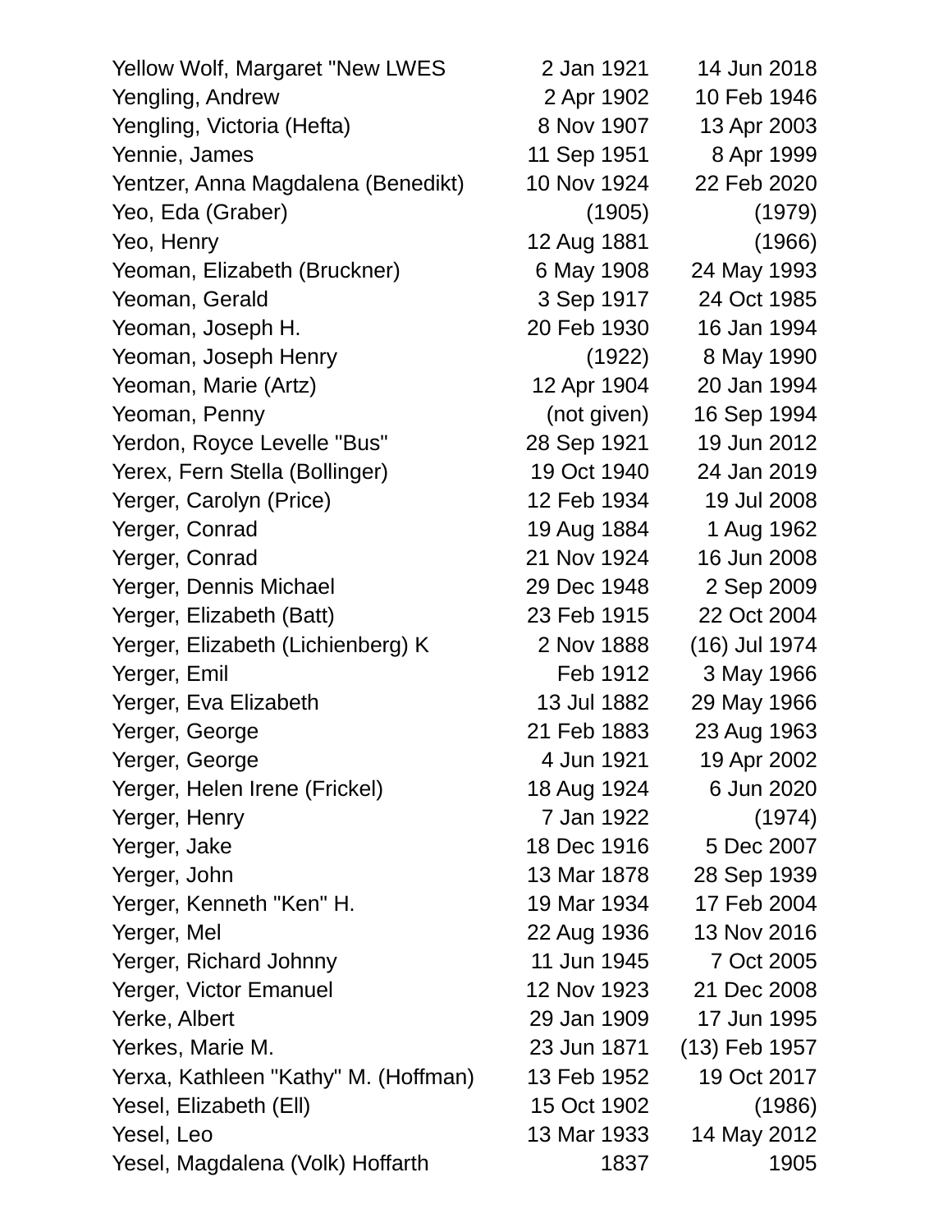| | | |
|---|---|---|
| Yellow Wolf, Margaret "New LWES | 2 Jan 1921 | 14 Jun 2018 |
| Yengling, Andrew | 2 Apr 1902 | 10 Feb 1946 |
| Yengling, Victoria (Hefta) | 8 Nov 1907 | 13 Apr 2003 |
| Yennie, James | 11 Sep 1951 | 8 Apr 1999 |
| Yentzer, Anna Magdalena (Benedikt) | 10 Nov 1924 | 22 Feb 2020 |
| Yeo, Eda (Graber) | (1905) | (1979) |
| Yeo, Henry | 12 Aug 1881 | (1966) |
| Yeoman, Elizabeth (Bruckner) | 6 May 1908 | 24 May 1993 |
| Yeoman, Gerald | 3 Sep 1917 | 24 Oct 1985 |
| Yeoman, Joseph H. | 20 Feb 1930 | 16 Jan 1994 |
| Yeoman, Joseph Henry | (1922) | 8 May 1990 |
| Yeoman, Marie (Artz) | 12 Apr 1904 | 20 Jan 1994 |
| Yeoman, Penny | (not given) | 16 Sep 1994 |
| Yerdon, Royce Levelle "Bus" | 28 Sep 1921 | 19 Jun 2012 |
| Yerex, Fern Stella (Bollinger) | 19 Oct 1940 | 24 Jan 2019 |
| Yerger, Carolyn (Price) | 12 Feb 1934 | 19 Jul 2008 |
| Yerger, Conrad | 19 Aug 1884 | 1 Aug 1962 |
| Yerger, Conrad | 21 Nov 1924 | 16 Jun 2008 |
| Yerger, Dennis Michael | 29 Dec 1948 | 2 Sep 2009 |
| Yerger, Elizabeth (Batt) | 23 Feb 1915 | 22 Oct 2004 |
| Yerger, Elizabeth (Lichienberg) K | 2 Nov 1888 | (16) Jul 1974 |
| Yerger, Emil | Feb 1912 | 3 May 1966 |
| Yerger, Eva Elizabeth | 13 Jul 1882 | 29 May 1966 |
| Yerger, George | 21 Feb 1883 | 23 Aug 1963 |
| Yerger, George | 4 Jun 1921 | 19 Apr 2002 |
| Yerger, Helen Irene (Frickel) | 18 Aug 1924 | 6 Jun 2020 |
| Yerger, Henry | 7 Jan 1922 | (1974) |
| Yerger, Jake | 18 Dec 1916 | 5 Dec 2007 |
| Yerger, John | 13 Mar 1878 | 28 Sep 1939 |
| Yerger, Kenneth "Ken" H. | 19 Mar 1934 | 17 Feb 2004 |
| Yerger, Mel | 22 Aug 1936 | 13 Nov 2016 |
| Yerger, Richard Johnny | 11 Jun 1945 | 7 Oct 2005 |
| Yerger, Victor Emanuel | 12 Nov 1923 | 21 Dec 2008 |
| Yerke, Albert | 29 Jan 1909 | 17 Jun 1995 |
| Yerkes, Marie M. | 23 Jun 1871 | (13) Feb 1957 |
| Yerxa, Kathleen "Kathy" M. (Hoffman) | 13 Feb 1952 | 19 Oct 2017 |
| Yesel, Elizabeth (Ell) | 15 Oct 1902 | (1986) |
| Yesel, Leo | 13 Mar 1933 | 14 May 2012 |
| Yesel, Magdalena (Volk) Hoffarth | 1837 | 1905 |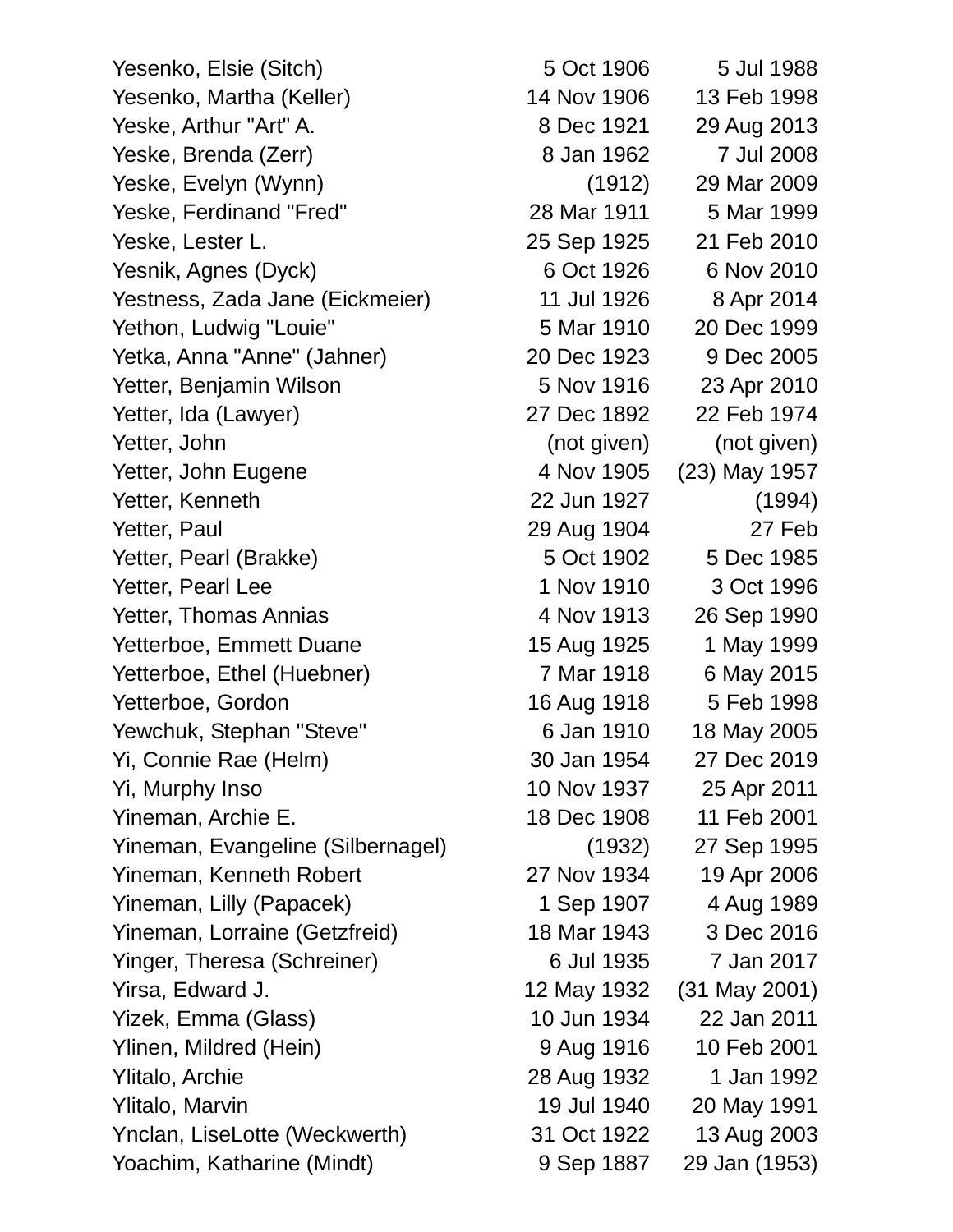| Name | Birth | Death |
|---|---|---|
| Yesenko, Elsie (Sitch) | 5 Oct 1906 | 5 Jul 1988 |
| Yesenko, Martha (Keller) | 14 Nov 1906 | 13 Feb 1998 |
| Yeske, Arthur "Art" A. | 8 Dec 1921 | 29 Aug 2013 |
| Yeske, Brenda (Zerr) | 8 Jan 1962 | 7 Jul 2008 |
| Yeske, Evelyn (Wynn) | (1912) | 29 Mar 2009 |
| Yeske, Ferdinand "Fred" | 28 Mar 1911 | 5 Mar 1999 |
| Yeske, Lester L. | 25 Sep 1925 | 21 Feb 2010 |
| Yesnik, Agnes (Dyck) | 6 Oct 1926 | 6 Nov 2010 |
| Yestness, Zada Jane (Eickmeier) | 11 Jul 1926 | 8 Apr 2014 |
| Yethon, Ludwig "Louie" | 5 Mar 1910 | 20 Dec 1999 |
| Yetka, Anna "Anne" (Jahner) | 20 Dec 1923 | 9 Dec 2005 |
| Yetter, Benjamin Wilson | 5 Nov 1916 | 23 Apr 2010 |
| Yetter, Ida (Lawyer) | 27 Dec 1892 | 22 Feb 1974 |
| Yetter, John | (not given) | (not given) |
| Yetter, John Eugene | 4 Nov 1905 | (23) May 1957 |
| Yetter, Kenneth | 22 Jun 1927 | (1994) |
| Yetter, Paul | 29 Aug 1904 | 27 Feb |
| Yetter, Pearl (Brakke) | 5 Oct 1902 | 5 Dec 1985 |
| Yetter, Pearl Lee | 1 Nov 1910 | 3 Oct 1996 |
| Yetter, Thomas Annias | 4 Nov 1913 | 26 Sep 1990 |
| Yetterboe, Emmett Duane | 15 Aug 1925 | 1 May 1999 |
| Yetterboe, Ethel (Huebner) | 7 Mar 1918 | 6 May 2015 |
| Yetterboe, Gordon | 16 Aug 1918 | 5 Feb 1998 |
| Yewchuk, Stephan "Steve" | 6 Jan 1910 | 18 May 2005 |
| Yi, Connie Rae (Helm) | 30 Jan 1954 | 27 Dec 2019 |
| Yi, Murphy Inso | 10 Nov 1937 | 25 Apr 2011 |
| Yineman, Archie E. | 18 Dec 1908 | 11 Feb 2001 |
| Yineman, Evangeline (Silbernagel) | (1932) | 27 Sep 1995 |
| Yineman, Kenneth Robert | 27 Nov 1934 | 19 Apr 2006 |
| Yineman, Lilly (Papacek) | 1 Sep 1907 | 4 Aug 1989 |
| Yineman, Lorraine (Getzfreid) | 18 Mar 1943 | 3 Dec 2016 |
| Yinger, Theresa (Schreiner) | 6 Jul 1935 | 7 Jan 2017 |
| Yirsa, Edward J. | 12 May 1932 | (31 May 2001) |
| Yizek, Emma (Glass) | 10 Jun 1934 | 22 Jan 2011 |
| Ylinen, Mildred (Hein) | 9 Aug 1916 | 10 Feb 2001 |
| Ylitalo, Archie | 28 Aug 1932 | 1 Jan 1992 |
| Ylitalo, Marvin | 19 Jul 1940 | 20 May 1991 |
| Ynclan, LiseLotte (Weckwerth) | 31 Oct 1922 | 13 Aug 2003 |
| Yoachim, Katharine (Mindt) | 9 Sep 1887 | 29 Jan (1953) |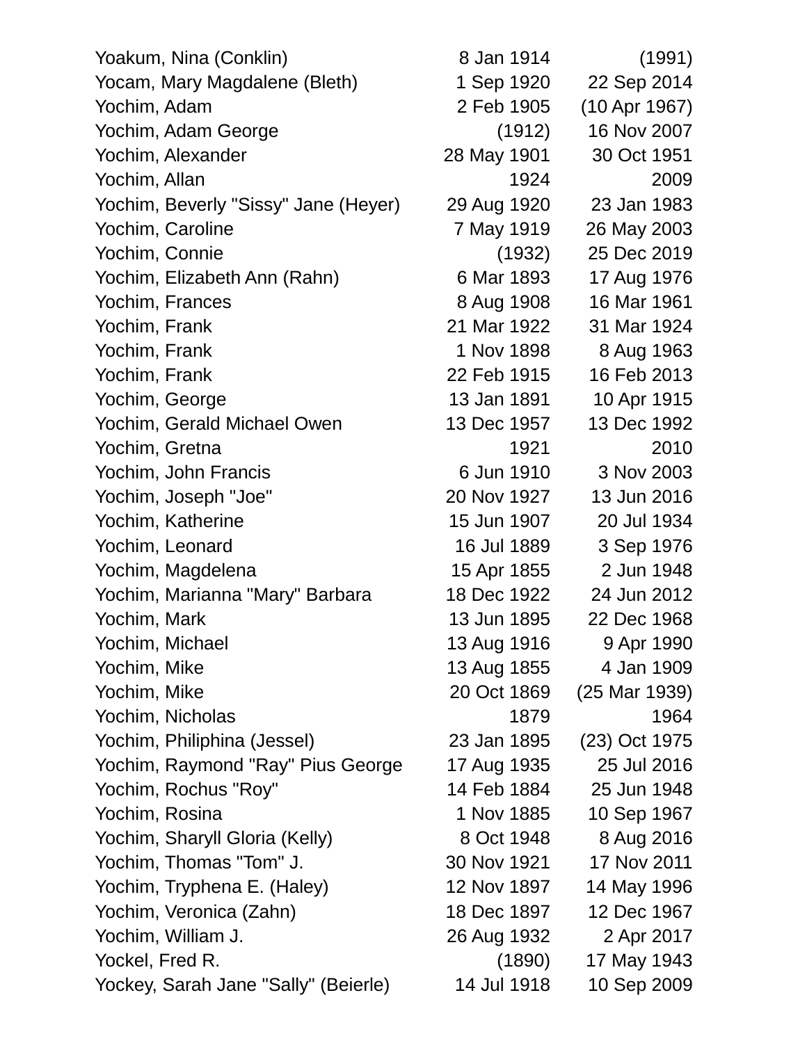| Name | Birth | Death |
|---|---|---|
| Yoakum, Nina (Conklin) | 8 Jan 1914 | (1991) |
| Yocam, Mary Magdalene (Bleth) | 1 Sep 1920 | 22 Sep 2014 |
| Yochim, Adam | 2 Feb 1905 | (10 Apr 1967) |
| Yochim, Adam George | (1912) | 16 Nov 2007 |
| Yochim, Alexander | 28 May 1901 | 30 Oct 1951 |
| Yochim, Allan | 1924 | 2009 |
| Yochim, Beverly "Sissy" Jane (Heyer) | 29 Aug 1920 | 23 Jan 1983 |
| Yochim, Caroline | 7 May 1919 | 26 May 2003 |
| Yochim, Connie | (1932) | 25 Dec 2019 |
| Yochim, Elizabeth Ann (Rahn) | 6 Mar 1893 | 17 Aug 1976 |
| Yochim, Frances | 8 Aug 1908 | 16 Mar 1961 |
| Yochim, Frank | 21 Mar 1922 | 31 Mar 1924 |
| Yochim, Frank | 1 Nov 1898 | 8 Aug 1963 |
| Yochim, Frank | 22 Feb 1915 | 16 Feb 2013 |
| Yochim, George | 13 Jan 1891 | 10 Apr 1915 |
| Yochim, Gerald Michael Owen | 13 Dec 1957 | 13 Dec 1992 |
| Yochim, Gretna | 1921 | 2010 |
| Yochim, John Francis | 6 Jun 1910 | 3 Nov 2003 |
| Yochim, Joseph "Joe" | 20 Nov 1927 | 13 Jun 2016 |
| Yochim, Katherine | 15 Jun 1907 | 20 Jul 1934 |
| Yochim, Leonard | 16 Jul 1889 | 3 Sep 1976 |
| Yochim, Magdelena | 15 Apr 1855 | 2 Jun 1948 |
| Yochim, Marianna "Mary" Barbara | 18 Dec 1922 | 24 Jun 2012 |
| Yochim, Mark | 13 Jun 1895 | 22 Dec 1968 |
| Yochim, Michael | 13 Aug 1916 | 9 Apr 1990 |
| Yochim, Mike | 13 Aug 1855 | 4 Jan 1909 |
| Yochim, Mike | 20 Oct 1869 | (25 Mar 1939) |
| Yochim, Nicholas | 1879 | 1964 |
| Yochim, Philiphina (Jessel) | 23 Jan 1895 | (23) Oct 1975 |
| Yochim, Raymond "Ray" Pius George | 17 Aug 1935 | 25 Jul 2016 |
| Yochim, Rochus "Roy" | 14 Feb 1884 | 25 Jun 1948 |
| Yochim, Rosina | 1 Nov 1885 | 10 Sep 1967 |
| Yochim, Sharyll Gloria (Kelly) | 8 Oct 1948 | 8 Aug 2016 |
| Yochim, Thomas "Tom" J. | 30 Nov 1921 | 17 Nov 2011 |
| Yochim, Tryphena E. (Haley) | 12 Nov 1897 | 14 May 1996 |
| Yochim, Veronica (Zahn) | 18 Dec 1897 | 12 Dec 1967 |
| Yochim, William J. | 26 Aug 1932 | 2 Apr 2017 |
| Yockel, Fred R. | (1890) | 17 May 1943 |
| Yockey, Sarah Jane "Sally" (Beierle) | 14 Jul 1918 | 10 Sep 2009 |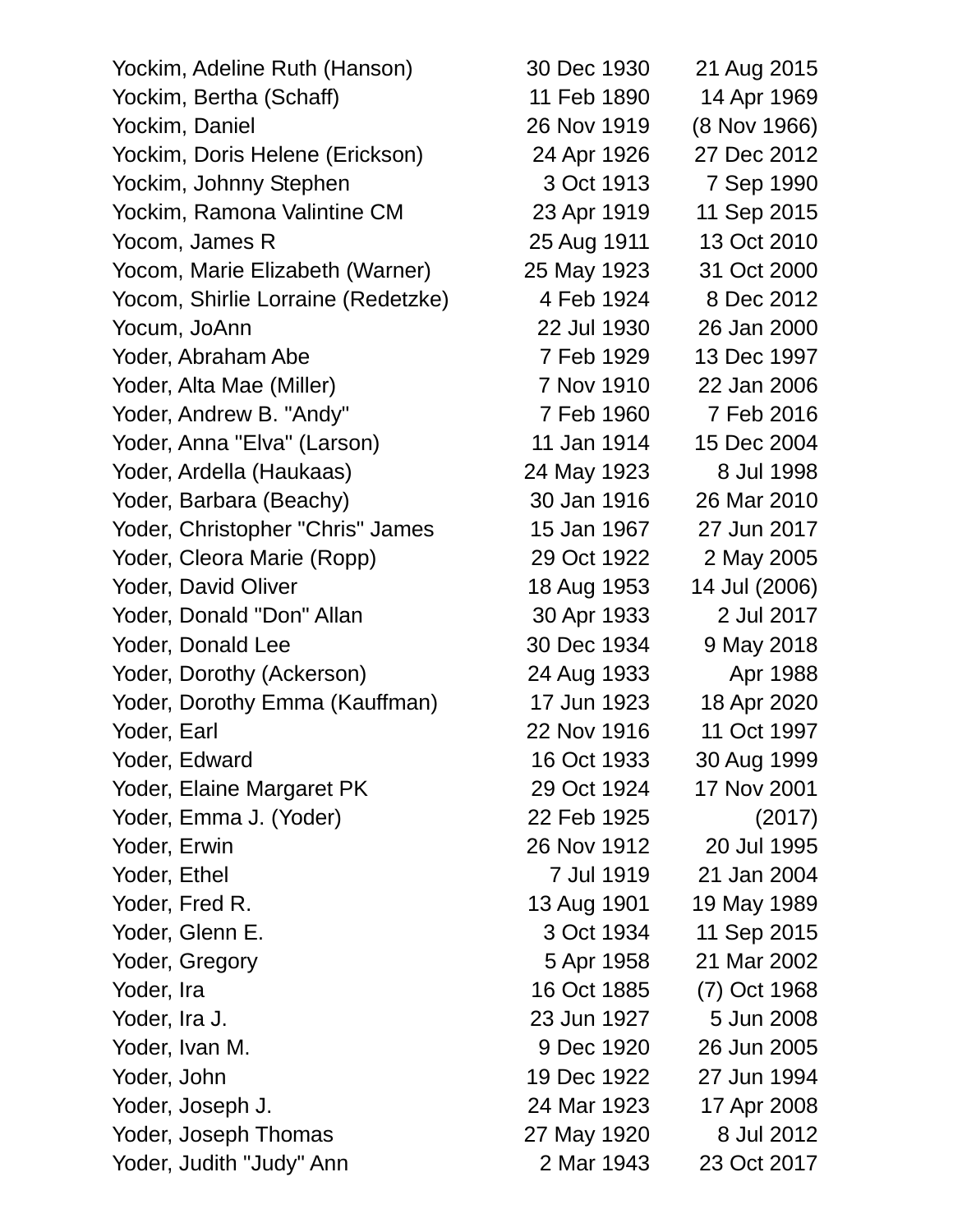| | | |
|---|---|---|
| Yockim, Adeline Ruth (Hanson) | 30 Dec 1930 | 21 Aug 2015 |
| Yockim, Bertha (Schaff) | 11 Feb 1890 | 14 Apr 1969 |
| Yockim, Daniel | 26 Nov 1919 | (8 Nov 1966) |
| Yockim, Doris Helene (Erickson) | 24 Apr 1926 | 27 Dec 2012 |
| Yockim, Johnny Stephen | 3 Oct 1913 | 7 Sep 1990 |
| Yockim, Ramona Valintine CM | 23 Apr 1919 | 11 Sep 2015 |
| Yocom, James R | 25 Aug 1911 | 13 Oct 2010 |
| Yocom, Marie Elizabeth (Warner) | 25 May 1923 | 31 Oct 2000 |
| Yocom, Shirlie Lorraine (Redetzke) | 4 Feb 1924 | 8 Dec 2012 |
| Yocum, JoAnn | 22 Jul 1930 | 26 Jan 2000 |
| Yoder, Abraham Abe | 7 Feb 1929 | 13 Dec 1997 |
| Yoder, Alta Mae (Miller) | 7 Nov 1910 | 22 Jan 2006 |
| Yoder, Andrew B. "Andy" | 7 Feb 1960 | 7 Feb 2016 |
| Yoder, Anna "Elva" (Larson) | 11 Jan 1914 | 15 Dec 2004 |
| Yoder, Ardella (Haukaas) | 24 May 1923 | 8 Jul 1998 |
| Yoder, Barbara (Beachy) | 30 Jan 1916 | 26 Mar 2010 |
| Yoder, Christopher "Chris" James | 15 Jan 1967 | 27 Jun 2017 |
| Yoder, Cleora Marie (Ropp) | 29 Oct 1922 | 2 May 2005 |
| Yoder, David Oliver | 18 Aug 1953 | 14 Jul (2006) |
| Yoder, Donald "Don" Allan | 30 Apr 1933 | 2 Jul 2017 |
| Yoder, Donald Lee | 30 Dec 1934 | 9 May 2018 |
| Yoder, Dorothy (Ackerson) | 24 Aug 1933 | Apr 1988 |
| Yoder, Dorothy Emma (Kauffman) | 17 Jun 1923 | 18 Apr 2020 |
| Yoder, Earl | 22 Nov 1916 | 11 Oct 1997 |
| Yoder, Edward | 16 Oct 1933 | 30 Aug 1999 |
| Yoder, Elaine Margaret PK | 29 Oct 1924 | 17 Nov 2001 |
| Yoder, Emma J. (Yoder) | 22 Feb 1925 | (2017) |
| Yoder, Erwin | 26 Nov 1912 | 20 Jul 1995 |
| Yoder, Ethel | 7 Jul 1919 | 21 Jan 2004 |
| Yoder, Fred R. | 13 Aug 1901 | 19 May 1989 |
| Yoder, Glenn E. | 3 Oct 1934 | 11 Sep 2015 |
| Yoder, Gregory | 5 Apr 1958 | 21 Mar 2002 |
| Yoder, Ira | 16 Oct 1885 | (7) Oct 1968 |
| Yoder, Ira J. | 23 Jun 1927 | 5 Jun 2008 |
| Yoder, Ivan M. | 9 Dec 1920 | 26 Jun 2005 |
| Yoder, John | 19 Dec 1922 | 27 Jun 1994 |
| Yoder, Joseph J. | 24 Mar 1923 | 17 Apr 2008 |
| Yoder, Joseph Thomas | 27 May 1920 | 8 Jul 2012 |
| Yoder, Judith "Judy" Ann | 2 Mar 1943 | 23 Oct 2017 |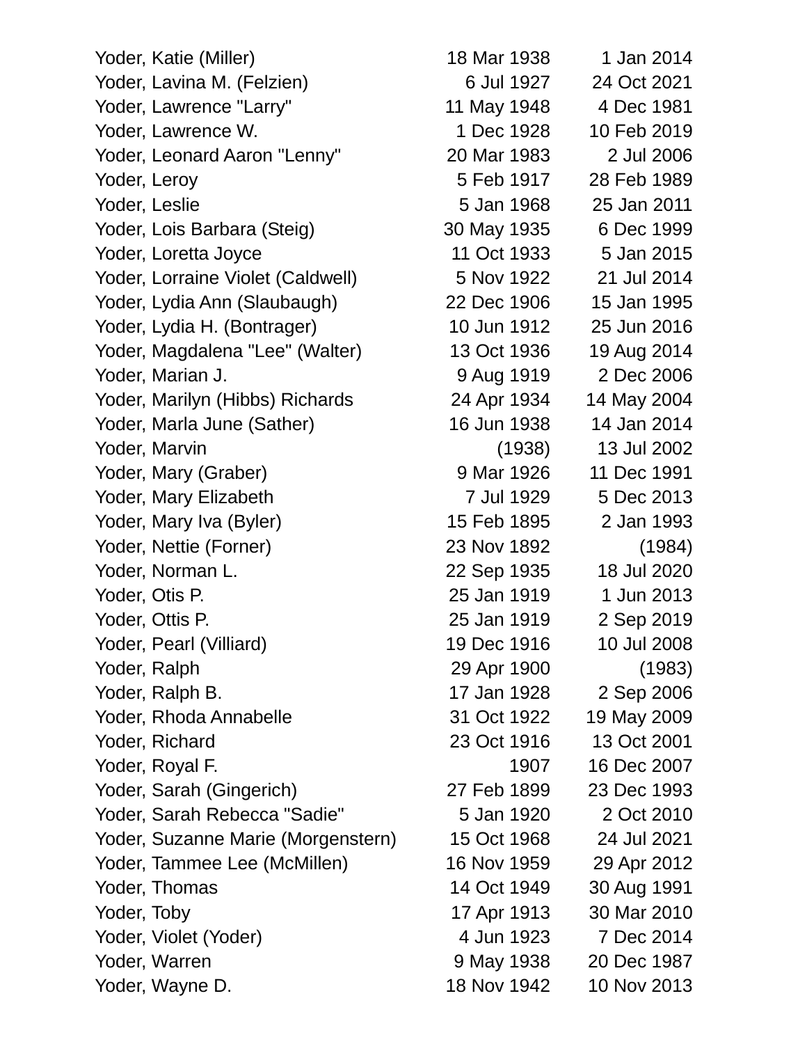| | | |
|---|---|---|
| Yoder, Katie (Miller) | 18 Mar 1938 | 1 Jan 2014 |
| Yoder, Lavina M. (Felzien) | 6 Jul 1927 | 24 Oct 2021 |
| Yoder, Lawrence "Larry" | 11 May 1948 | 4 Dec 1981 |
| Yoder, Lawrence W. | 1 Dec 1928 | 10 Feb 2019 |
| Yoder, Leonard Aaron "Lenny" | 20 Mar 1983 | 2 Jul 2006 |
| Yoder, Leroy | 5 Feb 1917 | 28 Feb 1989 |
| Yoder, Leslie | 5 Jan 1968 | 25 Jan 2011 |
| Yoder, Lois Barbara (Steig) | 30 May 1935 | 6 Dec 1999 |
| Yoder, Loretta Joyce | 11 Oct 1933 | 5 Jan 2015 |
| Yoder, Lorraine Violet (Caldwell) | 5 Nov 1922 | 21 Jul 2014 |
| Yoder, Lydia Ann (Slaubaugh) | 22 Dec 1906 | 15 Jan 1995 |
| Yoder, Lydia H. (Bontrager) | 10 Jun 1912 | 25 Jun 2016 |
| Yoder, Magdalena "Lee" (Walter) | 13 Oct 1936 | 19 Aug 2014 |
| Yoder, Marian J. | 9 Aug 1919 | 2 Dec 2006 |
| Yoder, Marilyn (Hibbs) Richards | 24 Apr 1934 | 14 May 2004 |
| Yoder, Marla June (Sather) | 16 Jun 1938 | 14 Jan 2014 |
| Yoder, Marvin | (1938) | 13 Jul 2002 |
| Yoder, Mary (Graber) | 9 Mar 1926 | 11 Dec 1991 |
| Yoder, Mary Elizabeth | 7 Jul 1929 | 5 Dec 2013 |
| Yoder, Mary Iva (Byler) | 15 Feb 1895 | 2 Jan 1993 |
| Yoder, Nettie (Forner) | 23 Nov 1892 | (1984) |
| Yoder, Norman L. | 22 Sep 1935 | 18 Jul 2020 |
| Yoder, Otis P. | 25 Jan 1919 | 1 Jun 2013 |
| Yoder, Ottis P. | 25 Jan 1919 | 2 Sep 2019 |
| Yoder, Pearl (Villiard) | 19 Dec 1916 | 10 Jul 2008 |
| Yoder, Ralph | 29 Apr 1900 | (1983) |
| Yoder, Ralph B. | 17 Jan 1928 | 2 Sep 2006 |
| Yoder, Rhoda Annabelle | 31 Oct 1922 | 19 May 2009 |
| Yoder, Richard | 23 Oct 1916 | 13 Oct 2001 |
| Yoder, Royal F. | 1907 | 16 Dec 2007 |
| Yoder, Sarah (Gingerich) | 27 Feb 1899 | 23 Dec 1993 |
| Yoder, Sarah Rebecca "Sadie" | 5 Jan 1920 | 2 Oct 2010 |
| Yoder, Suzanne Marie (Morgenstern) | 15 Oct 1968 | 24 Jul 2021 |
| Yoder, Tammee Lee (McMillen) | 16 Nov 1959 | 29 Apr 2012 |
| Yoder, Thomas | 14 Oct 1949 | 30 Aug 1991 |
| Yoder, Toby | 17 Apr 1913 | 30 Mar 2010 |
| Yoder, Violet (Yoder) | 4 Jun 1923 | 7 Dec 2014 |
| Yoder, Warren | 9 May 1938 | 20 Dec 1987 |
| Yoder, Wayne D. | 18 Nov 1942 | 10 Nov 2013 |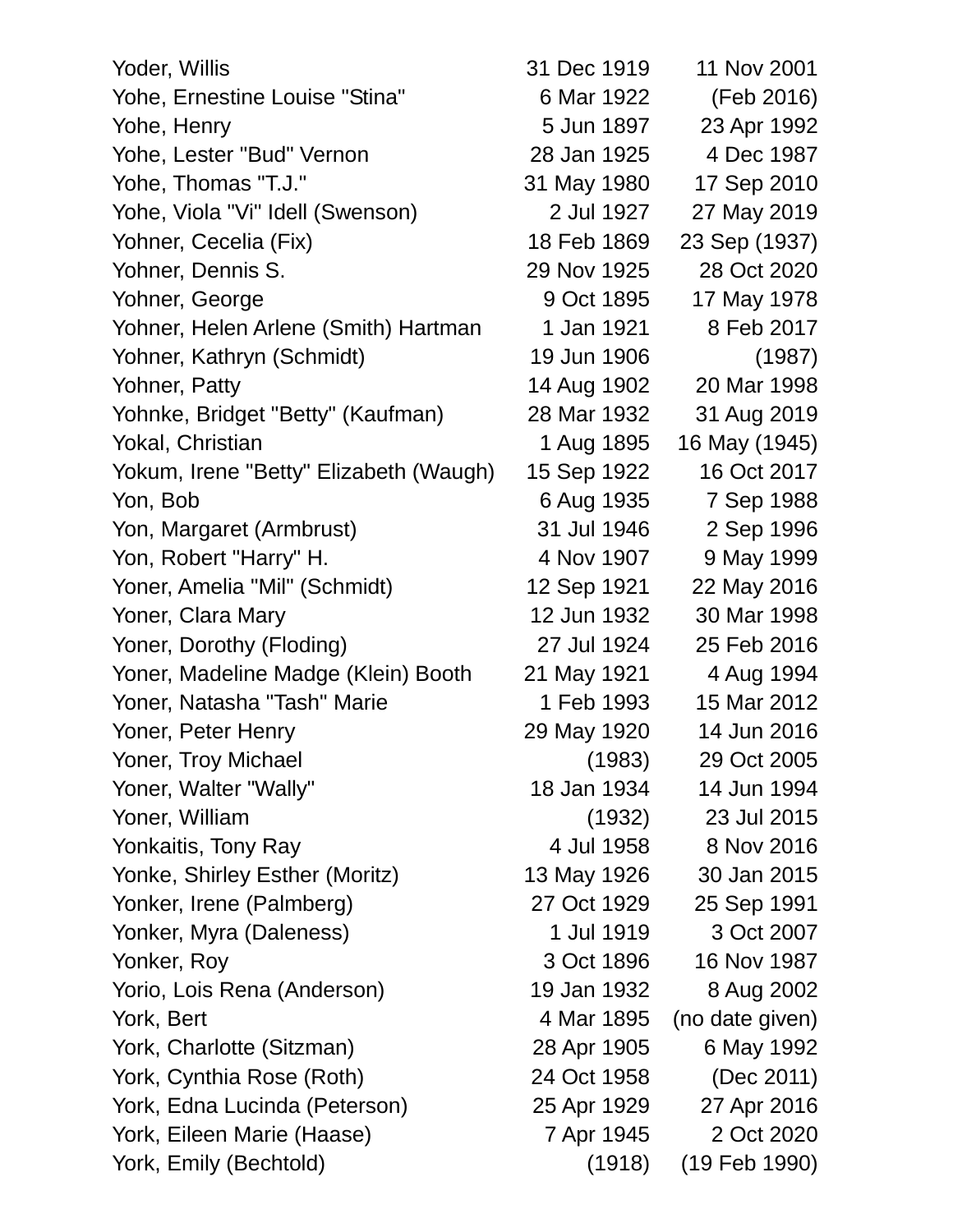| | | |
|---|---|---|
| Yoder, Willis | 31 Dec 1919 | 11 Nov 2001 |
| Yohe, Ernestine Louise "Stina" | 6 Mar 1922 | (Feb 2016) |
| Yohe, Henry | 5 Jun 1897 | 23 Apr 1992 |
| Yohe, Lester "Bud" Vernon | 28 Jan 1925 | 4 Dec 1987 |
| Yohe, Thomas "T.J." | 31 May 1980 | 17 Sep 2010 |
| Yohe, Viola "Vi" Idell (Swenson) | 2 Jul 1927 | 27 May 2019 |
| Yohner, Cecelia (Fix) | 18 Feb 1869 | 23 Sep (1937) |
| Yohner, Dennis S. | 29 Nov 1925 | 28 Oct 2020 |
| Yohner, George | 9 Oct 1895 | 17 May 1978 |
| Yohner, Helen Arlene (Smith) Hartman | 1 Jan 1921 | 8 Feb 2017 |
| Yohner, Kathryn (Schmidt) | 19 Jun 1906 | (1987) |
| Yohner, Patty | 14 Aug 1902 | 20 Mar 1998 |
| Yohnke, Bridget "Betty" (Kaufman) | 28 Mar 1932 | 31 Aug 2019 |
| Yokal, Christian | 1 Aug 1895 | 16 May (1945) |
| Yokum, Irene "Betty" Elizabeth (Waugh) | 15 Sep 1922 | 16 Oct 2017 |
| Yon, Bob | 6 Aug 1935 | 7 Sep 1988 |
| Yon, Margaret (Armbrust) | 31 Jul 1946 | 2 Sep 1996 |
| Yon, Robert "Harry" H. | 4 Nov 1907 | 9 May 1999 |
| Yoner, Amelia "Mil" (Schmidt) | 12 Sep 1921 | 22 May 2016 |
| Yoner, Clara Mary | 12 Jun 1932 | 30 Mar 1998 |
| Yoner, Dorothy (Floding) | 27 Jul 1924 | 25 Feb 2016 |
| Yoner, Madeline Madge (Klein) Booth | 21 May 1921 | 4 Aug 1994 |
| Yoner, Natasha "Tash" Marie | 1 Feb 1993 | 15 Mar 2012 |
| Yoner, Peter Henry | 29 May 1920 | 14 Jun 2016 |
| Yoner, Troy Michael | (1983) | 29 Oct 2005 |
| Yoner, Walter "Wally" | 18 Jan 1934 | 14 Jun 1994 |
| Yoner, William | (1932) | 23 Jul 2015 |
| Yonkaitis, Tony Ray | 4 Jul 1958 | 8 Nov 2016 |
| Yonke, Shirley Esther (Moritz) | 13 May 1926 | 30 Jan 2015 |
| Yonker, Irene (Palmberg) | 27 Oct 1929 | 25 Sep 1991 |
| Yonker, Myra (Daleness) | 1 Jul 1919 | 3 Oct 2007 |
| Yonker, Roy | 3 Oct 1896 | 16 Nov 1987 |
| Yorio, Lois Rena (Anderson) | 19 Jan 1932 | 8 Aug 2002 |
| York, Bert | 4 Mar 1895 | (no date given) |
| York, Charlotte (Sitzman) | 28 Apr 1905 | 6 May 1992 |
| York, Cynthia Rose (Roth) | 24 Oct 1958 | (Dec 2011) |
| York, Edna Lucinda (Peterson) | 25 Apr 1929 | 27 Apr 2016 |
| York, Eileen Marie (Haase) | 7 Apr 1945 | 2 Oct 2020 |
| York, Emily (Bechtold) | (1918) | (19 Feb 1990) |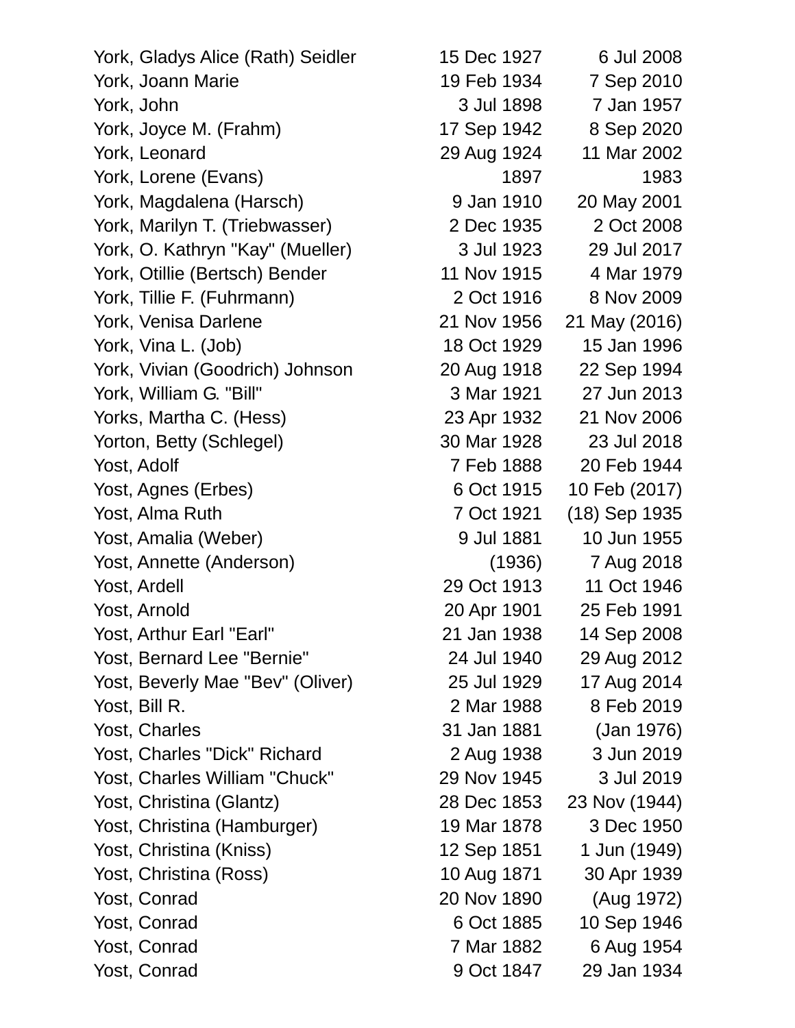| | | |
|---|---|---|
| York, Gladys Alice (Rath) Seidler | 15 Dec 1927 | 6 Jul 2008 |
| York, Joann Marie | 19 Feb 1934 | 7 Sep 2010 |
| York, John | 3 Jul 1898 | 7 Jan 1957 |
| York, Joyce M. (Frahm) | 17 Sep 1942 | 8 Sep 2020 |
| York, Leonard | 29 Aug 1924 | 11 Mar 2002 |
| York, Lorene (Evans) | 1897 | 1983 |
| York, Magdalena (Harsch) | 9 Jan 1910 | 20 May 2001 |
| York, Marilyn T. (Triebwasser) | 2 Dec 1935 | 2 Oct 2008 |
| York, O. Kathryn "Kay" (Mueller) | 3 Jul 1923 | 29 Jul 2017 |
| York, Otillie (Bertsch) Bender | 11 Nov 1915 | 4 Mar 1979 |
| York, Tillie F. (Fuhrmann) | 2 Oct 1916 | 8 Nov 2009 |
| York, Venisa Darlene | 21 Nov 1956 | 21 May (2016) |
| York, Vina L. (Job) | 18 Oct 1929 | 15 Jan 1996 |
| York, Vivian (Goodrich) Johnson | 20 Aug 1918 | 22 Sep 1994 |
| York, William G. "Bill" | 3 Mar 1921 | 27 Jun 2013 |
| Yorks, Martha C. (Hess) | 23 Apr 1932 | 21 Nov 2006 |
| Yorton, Betty (Schlegel) | 30 Mar 1928 | 23 Jul 2018 |
| Yost, Adolf | 7 Feb 1888 | 20 Feb 1944 |
| Yost, Agnes (Erbes) | 6 Oct 1915 | 10 Feb (2017) |
| Yost, Alma Ruth | 7 Oct 1921 | (18) Sep 1935 |
| Yost, Amalia (Weber) | 9 Jul 1881 | 10 Jun 1955 |
| Yost, Annette (Anderson) | (1936) | 7 Aug 2018 |
| Yost, Ardell | 29 Oct 1913 | 11 Oct 1946 |
| Yost, Arnold | 20 Apr 1901 | 25 Feb 1991 |
| Yost, Arthur Earl "Earl" | 21 Jan 1938 | 14 Sep 2008 |
| Yost, Bernard Lee "Bernie" | 24 Jul 1940 | 29 Aug 2012 |
| Yost, Beverly Mae "Bev" (Oliver) | 25 Jul 1929 | 17 Aug 2014 |
| Yost, Bill R. | 2 Mar 1988 | 8 Feb 2019 |
| Yost, Charles | 31 Jan 1881 | (Jan 1976) |
| Yost, Charles "Dick" Richard | 2 Aug 1938 | 3 Jun 2019 |
| Yost, Charles William "Chuck" | 29 Nov 1945 | 3 Jul 2019 |
| Yost, Christina (Glantz) | 28 Dec 1853 | 23 Nov (1944) |
| Yost, Christina (Hamburger) | 19 Mar 1878 | 3 Dec 1950 |
| Yost, Christina (Kniss) | 12 Sep 1851 | 1 Jun (1949) |
| Yost, Christina (Ross) | 10 Aug 1871 | 30 Apr 1939 |
| Yost, Conrad | 20 Nov 1890 | (Aug 1972) |
| Yost, Conrad | 6 Oct 1885 | 10 Sep 1946 |
| Yost, Conrad | 7 Mar 1882 | 6 Aug 1954 |
| Yost, Conrad | 9 Oct 1847 | 29 Jan 1934 |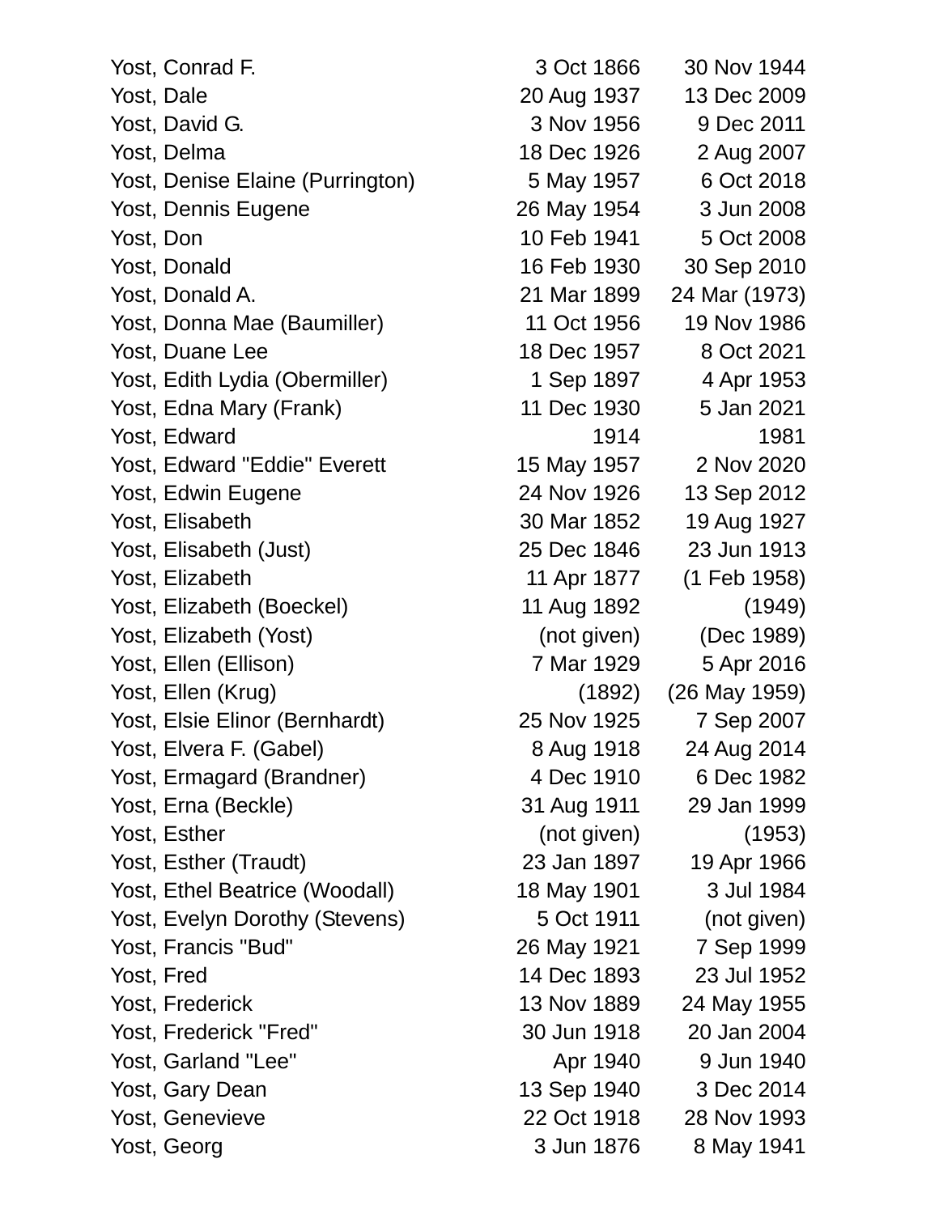| | | |
|---|---|---|
| Yost, Conrad F. | 3 Oct 1866 | 30 Nov 1944 |
| Yost, Dale | 20 Aug 1937 | 13 Dec 2009 |
| Yost, David G. | 3 Nov 1956 | 9 Dec 2011 |
| Yost, Delma | 18 Dec 1926 | 2 Aug 2007 |
| Yost, Denise Elaine (Purrington) | 5 May 1957 | 6 Oct 2018 |
| Yost, Dennis Eugene | 26 May 1954 | 3 Jun 2008 |
| Yost, Don | 10 Feb 1941 | 5 Oct 2008 |
| Yost, Donald | 16 Feb 1930 | 30 Sep 2010 |
| Yost, Donald A. | 21 Mar 1899 | 24 Mar (1973) |
| Yost, Donna Mae (Baumiller) | 11 Oct 1956 | 19 Nov 1986 |
| Yost, Duane Lee | 18 Dec 1957 | 8 Oct 2021 |
| Yost, Edith Lydia (Obermiller) | 1 Sep 1897 | 4 Apr 1953 |
| Yost, Edna Mary (Frank) | 11 Dec 1930 | 5 Jan 2021 |
| Yost, Edward | 1914 | 1981 |
| Yost, Edward "Eddie" Everett | 15 May 1957 | 2 Nov 2020 |
| Yost, Edwin Eugene | 24 Nov 1926 | 13 Sep 2012 |
| Yost, Elisabeth | 30 Mar 1852 | 19 Aug 1927 |
| Yost, Elisabeth (Just) | 25 Dec 1846 | 23 Jun 1913 |
| Yost, Elizabeth | 11 Apr 1877 | (1 Feb 1958) |
| Yost, Elizabeth (Boeckel) | 11 Aug 1892 | (1949) |
| Yost, Elizabeth (Yost) | (not given) | (Dec 1989) |
| Yost, Ellen (Ellison) | 7 Mar 1929 | 5 Apr 2016 |
| Yost, Ellen (Krug) | (1892) | (26 May 1959) |
| Yost, Elsie Elinor (Bernhardt) | 25 Nov 1925 | 7 Sep 2007 |
| Yost, Elvera F. (Gabel) | 8 Aug 1918 | 24 Aug 2014 |
| Yost, Ermagard (Brandner) | 4 Dec 1910 | 6 Dec 1982 |
| Yost, Erna (Beckle) | 31 Aug 1911 | 29 Jan 1999 |
| Yost, Esther | (not given) | (1953) |
| Yost, Esther (Traudt) | 23 Jan 1897 | 19 Apr 1966 |
| Yost, Ethel Beatrice (Woodall) | 18 May 1901 | 3 Jul 1984 |
| Yost, Evelyn Dorothy (Stevens) | 5 Oct 1911 | (not given) |
| Yost, Francis "Bud" | 26 May 1921 | 7 Sep 1999 |
| Yost, Fred | 14 Dec 1893 | 23 Jul 1952 |
| Yost, Frederick | 13 Nov 1889 | 24 May 1955 |
| Yost, Frederick "Fred" | 30 Jun 1918 | 20 Jan 2004 |
| Yost, Garland "Lee" | Apr 1940 | 9 Jun 1940 |
| Yost, Gary Dean | 13 Sep 1940 | 3 Dec 2014 |
| Yost, Genevieve | 22 Oct 1918 | 28 Nov 1993 |
| Yost, Georg | 3 Jun 1876 | 8 May 1941 |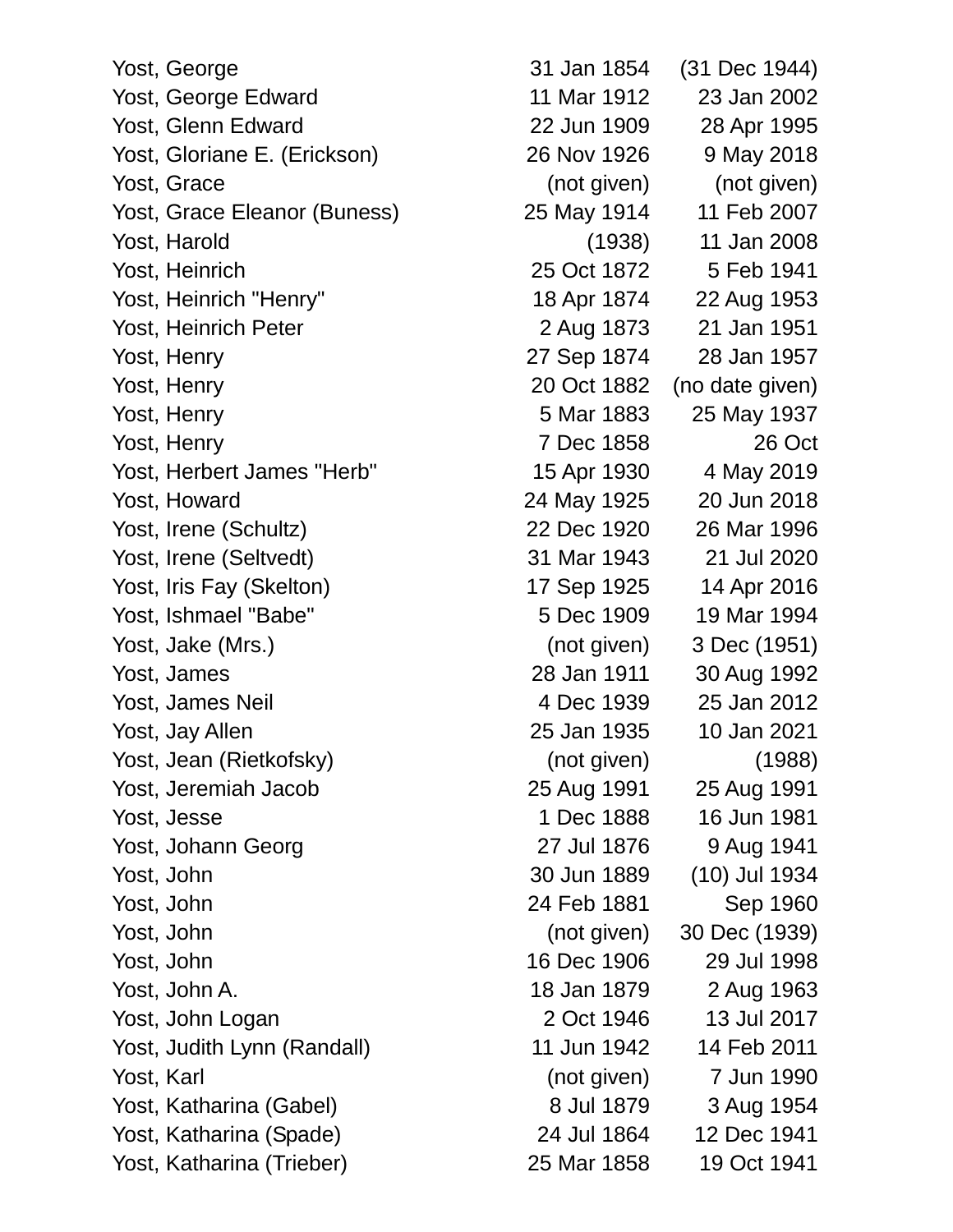| | | |
|---|---|---|
| Yost, George | 31 Jan 1854 | (31 Dec 1944) |
| Yost, George Edward | 11 Mar 1912 | 23 Jan 2002 |
| Yost, Glenn Edward | 22 Jun 1909 | 28 Apr 1995 |
| Yost, Gloriane E. (Erickson) | 26 Nov 1926 | 9 May 2018 |
| Yost, Grace | (not given) | (not given) |
| Yost, Grace Eleanor (Buness) | 25 May 1914 | 11 Feb 2007 |
| Yost, Harold | (1938) | 11 Jan 2008 |
| Yost, Heinrich | 25 Oct 1872 | 5 Feb 1941 |
| Yost, Heinrich "Henry" | 18 Apr 1874 | 22 Aug 1953 |
| Yost, Heinrich Peter | 2 Aug 1873 | 21 Jan 1951 |
| Yost, Henry | 27 Sep 1874 | 28 Jan 1957 |
| Yost, Henry | 20 Oct 1882 | (no date given) |
| Yost, Henry | 5 Mar 1883 | 25 May 1937 |
| Yost, Henry | 7 Dec 1858 | 26 Oct |
| Yost, Herbert James "Herb" | 15 Apr 1930 | 4 May 2019 |
| Yost, Howard | 24 May 1925 | 20 Jun 2018 |
| Yost, Irene (Schultz) | 22 Dec 1920 | 26 Mar 1996 |
| Yost, Irene (Seltvedt) | 31 Mar 1943 | 21 Jul 2020 |
| Yost, Iris Fay (Skelton) | 17 Sep 1925 | 14 Apr 2016 |
| Yost, Ishmael "Babe" | 5 Dec 1909 | 19 Mar 1994 |
| Yost, Jake (Mrs.) | (not given) | 3 Dec (1951) |
| Yost, James | 28 Jan 1911 | 30 Aug 1992 |
| Yost, James Neil | 4 Dec 1939 | 25 Jan 2012 |
| Yost, Jay Allen | 25 Jan 1935 | 10 Jan 2021 |
| Yost, Jean (Rietkofsky) | (not given) | (1988) |
| Yost, Jeremiah Jacob | 25 Aug 1991 | 25 Aug 1991 |
| Yost, Jesse | 1 Dec 1888 | 16 Jun 1981 |
| Yost, Johann Georg | 27 Jul 1876 | 9 Aug 1941 |
| Yost, John | 30 Jun 1889 | (10) Jul 1934 |
| Yost, John | 24 Feb 1881 | Sep 1960 |
| Yost, John | (not given) | 30 Dec (1939) |
| Yost, John | 16 Dec 1906 | 29 Jul 1998 |
| Yost, John A. | 18 Jan 1879 | 2 Aug 1963 |
| Yost, John Logan | 2 Oct 1946 | 13 Jul 2017 |
| Yost, Judith Lynn (Randall) | 11 Jun 1942 | 14 Feb 2011 |
| Yost, Karl | (not given) | 7 Jun 1990 |
| Yost, Katharina (Gabel) | 8 Jul 1879 | 3 Aug 1954 |
| Yost, Katharina (Spade) | 24 Jul 1864 | 12 Dec 1941 |
| Yost, Katharina (Trieber) | 25 Mar 1858 | 19 Oct 1941 |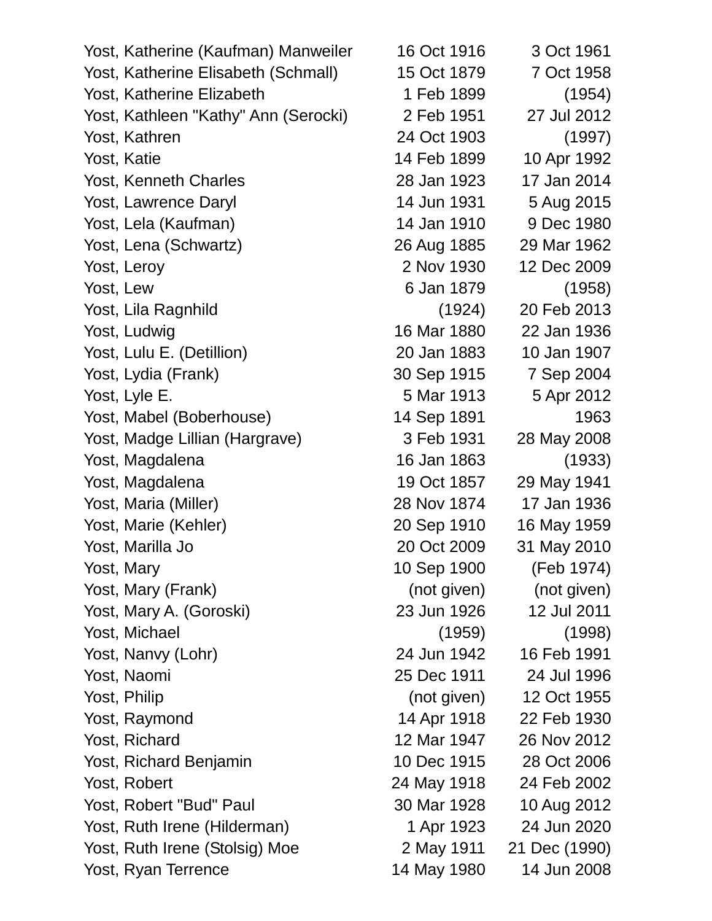| | | |
|---|---|---|
| Yost, Katherine (Kaufman) Manweiler | 16 Oct 1916 | 3 Oct 1961 |
| Yost, Katherine Elisabeth (Schmall) | 15 Oct 1879 | 7 Oct 1958 |
| Yost, Katherine Elizabeth | 1 Feb 1899 | (1954) |
| Yost, Kathleen "Kathy" Ann (Serocki) | 2 Feb 1951 | 27 Jul 2012 |
| Yost, Kathren | 24 Oct 1903 | (1997) |
| Yost, Katie | 14 Feb 1899 | 10 Apr 1992 |
| Yost, Kenneth Charles | 28 Jan 1923 | 17 Jan 2014 |
| Yost, Lawrence Daryl | 14 Jun 1931 | 5 Aug 2015 |
| Yost, Lela (Kaufman) | 14 Jan 1910 | 9 Dec 1980 |
| Yost, Lena (Schwartz) | 26 Aug 1885 | 29 Mar 1962 |
| Yost, Leroy | 2 Nov 1930 | 12 Dec 2009 |
| Yost, Lew | 6 Jan 1879 | (1958) |
| Yost, Lila Ragnhild | (1924) | 20 Feb 2013 |
| Yost, Ludwig | 16 Mar 1880 | 22 Jan 1936 |
| Yost, Lulu E. (Detillion) | 20 Jan 1883 | 10 Jan 1907 |
| Yost, Lydia (Frank) | 30 Sep 1915 | 7 Sep 2004 |
| Yost, Lyle E. | 5 Mar 1913 | 5 Apr 2012 |
| Yost, Mabel (Boberhouse) | 14 Sep 1891 | 1963 |
| Yost, Madge Lillian (Hargrave) | 3 Feb 1931 | 28 May 2008 |
| Yost, Magdalena | 16 Jan 1863 | (1933) |
| Yost, Magdalena | 19 Oct 1857 | 29 May 1941 |
| Yost, Maria (Miller) | 28 Nov 1874 | 17 Jan 1936 |
| Yost, Marie (Kehler) | 20 Sep 1910 | 16 May 1959 |
| Yost, Marilla Jo | 20 Oct 2009 | 31 May 2010 |
| Yost, Mary | 10 Sep 1900 | (Feb 1974) |
| Yost, Mary (Frank) | (not given) | (not given) |
| Yost, Mary A. (Goroski) | 23 Jun 1926 | 12 Jul 2011 |
| Yost, Michael | (1959) | (1998) |
| Yost, Nanvy (Lohr) | 24 Jun 1942 | 16 Feb 1991 |
| Yost, Naomi | 25 Dec 1911 | 24 Jul 1996 |
| Yost, Philip | (not given) | 12 Oct 1955 |
| Yost, Raymond | 14 Apr 1918 | 22 Feb 1930 |
| Yost, Richard | 12 Mar 1947 | 26 Nov 2012 |
| Yost, Richard Benjamin | 10 Dec 1915 | 28 Oct 2006 |
| Yost, Robert | 24 May 1918 | 24 Feb 2002 |
| Yost, Robert "Bud" Paul | 30 Mar 1928 | 10 Aug 2012 |
| Yost, Ruth Irene (Hilderman) | 1 Apr 1923 | 24 Jun 2020 |
| Yost, Ruth Irene (Stolsig) Moe | 2 May 1911 | 21 Dec (1990) |
| Yost, Ryan Terrence | 14 May 1980 | 14 Jun 2008 |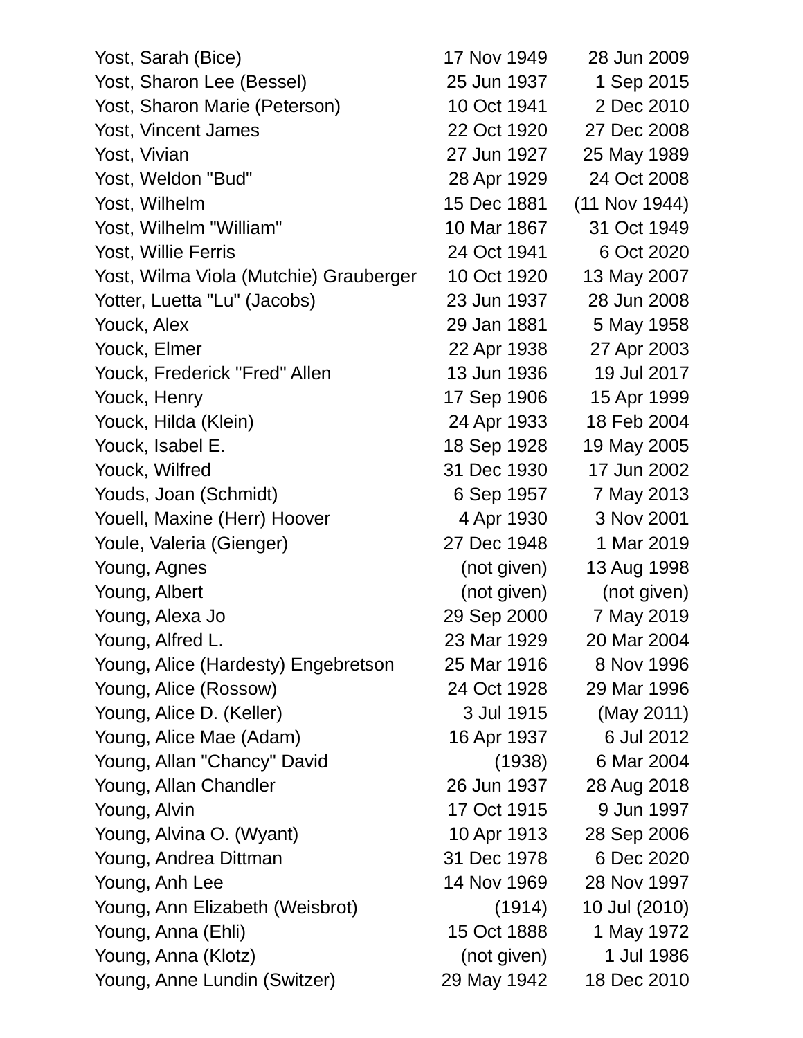| | | |
|---|---|---|
| Yost, Sarah (Bice) | 17 Nov 1949 | 28 Jun 2009 |
| Yost, Sharon Lee (Bessel) | 25 Jun 1937 | 1 Sep 2015 |
| Yost, Sharon Marie (Peterson) | 10 Oct 1941 | 2 Dec 2010 |
| Yost, Vincent James | 22 Oct 1920 | 27 Dec 2008 |
| Yost, Vivian | 27 Jun 1927 | 25 May 1989 |
| Yost, Weldon "Bud" | 28 Apr 1929 | 24 Oct 2008 |
| Yost, Wilhelm | 15 Dec 1881 | (11 Nov 1944) |
| Yost, Wilhelm "William" | 10 Mar 1867 | 31 Oct 1949 |
| Yost, Willie Ferris | 24 Oct 1941 | 6 Oct 2020 |
| Yost, Wilma Viola (Mutchie) Grauberger | 10 Oct 1920 | 13 May 2007 |
| Yotter, Luetta "Lu" (Jacobs) | 23 Jun 1937 | 28 Jun 2008 |
| Youck, Alex | 29 Jan 1881 | 5 May 1958 |
| Youck, Elmer | 22 Apr 1938 | 27 Apr 2003 |
| Youck, Frederick "Fred" Allen | 13 Jun 1936 | 19 Jul 2017 |
| Youck, Henry | 17 Sep 1906 | 15 Apr 1999 |
| Youck, Hilda (Klein) | 24 Apr 1933 | 18 Feb 2004 |
| Youck, Isabel E. | 18 Sep 1928 | 19 May 2005 |
| Youck, Wilfred | 31 Dec 1930 | 17 Jun 2002 |
| Youds, Joan (Schmidt) | 6 Sep 1957 | 7 May 2013 |
| Youell, Maxine (Herr) Hoover | 4 Apr 1930 | 3 Nov 2001 |
| Youle, Valeria (Gienger) | 27 Dec 1948 | 1 Mar 2019 |
| Young, Agnes | (not given) | 13 Aug 1998 |
| Young, Albert | (not given) | (not given) |
| Young, Alexa Jo | 29 Sep 2000 | 7 May 2019 |
| Young, Alfred L. | 23 Mar 1929 | 20 Mar 2004 |
| Young, Alice (Hardesty) Engebretson | 25 Mar 1916 | 8 Nov 1996 |
| Young, Alice (Rossow) | 24 Oct 1928 | 29 Mar 1996 |
| Young, Alice D. (Keller) | 3 Jul 1915 | (May 2011) |
| Young, Alice Mae (Adam) | 16 Apr 1937 | 6 Jul 2012 |
| Young, Allan "Chancy" David | (1938) | 6 Mar 2004 |
| Young, Allan Chandler | 26 Jun 1937 | 28 Aug 2018 |
| Young, Alvin | 17 Oct 1915 | 9 Jun 1997 |
| Young, Alvina O. (Wyant) | 10 Apr 1913 | 28 Sep 2006 |
| Young, Andrea Dittman | 31 Dec 1978 | 6 Dec 2020 |
| Young, Anh Lee | 14 Nov 1969 | 28 Nov 1997 |
| Young, Ann Elizabeth (Weisbrot) | (1914) | 10 Jul (2010) |
| Young, Anna (Ehli) | 15 Oct 1888 | 1 May 1972 |
| Young, Anna (Klotz) | (not given) | 1 Jul 1986 |
| Young, Anne Lundin (Switzer) | 29 May 1942 | 18 Dec 2010 |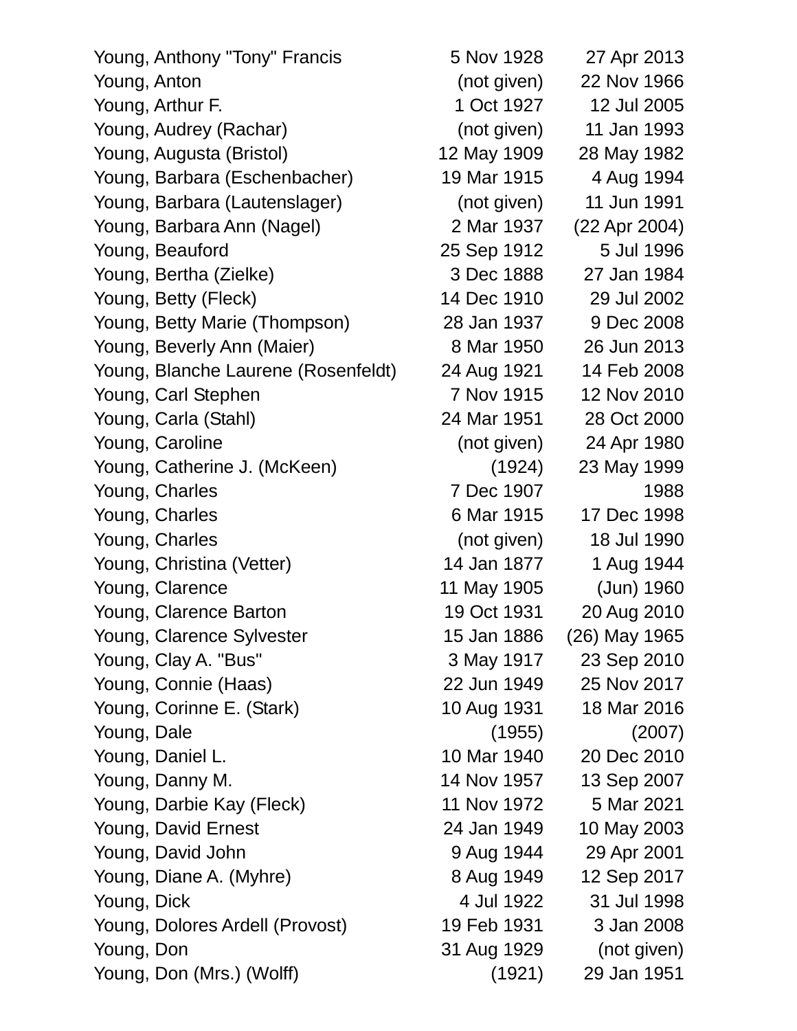| | | |
|---|---|---|
| Young, Anthony "Tony" Francis | 5 Nov 1928 | 27 Apr 2013 |
| Young, Anton | (not given) | 22 Nov 1966 |
| Young, Arthur F. | 1 Oct 1927 | 12 Jul 2005 |
| Young, Audrey (Rachar) | (not given) | 11 Jan 1993 |
| Young, Augusta (Bristol) | 12 May 1909 | 28 May 1982 |
| Young, Barbara (Eschenbacher) | 19 Mar 1915 | 4 Aug 1994 |
| Young, Barbara (Lautenslager) | (not given) | 11 Jun 1991 |
| Young, Barbara Ann (Nagel) | 2 Mar 1937 | (22 Apr 2004) |
| Young, Beauford | 25 Sep 1912 | 5 Jul 1996 |
| Young, Bertha (Zielke) | 3 Dec 1888 | 27 Jan 1984 |
| Young, Betty (Fleck) | 14 Dec 1910 | 29 Jul 2002 |
| Young, Betty Marie (Thompson) | 28 Jan 1937 | 9 Dec 2008 |
| Young, Beverly Ann (Maier) | 8 Mar 1950 | 26 Jun 2013 |
| Young, Blanche Laurene (Rosenfeldt) | 24 Aug 1921 | 14 Feb 2008 |
| Young, Carl Stephen | 7 Nov 1915 | 12 Nov 2010 |
| Young, Carla (Stahl) | 24 Mar 1951 | 28 Oct 2000 |
| Young, Caroline | (not given) | 24 Apr 1980 |
| Young, Catherine J. (McKeen) | (1924) | 23 May 1999 |
| Young, Charles | 7 Dec 1907 | 1988 |
| Young, Charles | 6 Mar 1915 | 17 Dec 1998 |
| Young, Charles | (not given) | 18 Jul 1990 |
| Young, Christina (Vetter) | 14 Jan 1877 | 1 Aug 1944 |
| Young, Clarence | 11 May 1905 | (Jun) 1960 |
| Young, Clarence Barton | 19 Oct 1931 | 20 Aug 2010 |
| Young, Clarence Sylvester | 15 Jan 1886 | (26) May 1965 |
| Young, Clay A. "Bus" | 3 May 1917 | 23 Sep 2010 |
| Young, Connie (Haas) | 22 Jun 1949 | 25 Nov 2017 |
| Young, Corinne E. (Stark) | 10 Aug 1931 | 18 Mar 2016 |
| Young, Dale | (1955) | (2007) |
| Young, Daniel L. | 10 Mar 1940 | 20 Dec 2010 |
| Young, Danny M. | 14 Nov 1957 | 13 Sep 2007 |
| Young, Darbie Kay (Fleck) | 11 Nov 1972 | 5 Mar 2021 |
| Young, David Ernest | 24 Jan 1949 | 10 May 2003 |
| Young, David John | 9 Aug 1944 | 29 Apr 2001 |
| Young, Diane A. (Myhre) | 8 Aug 1949 | 12 Sep 2017 |
| Young, Dick | 4 Jul 1922 | 31 Jul 1998 |
| Young, Dolores Ardell (Provost) | 19 Feb 1931 | 3 Jan 2008 |
| Young, Don | 31 Aug 1929 | (not given) |
| Young, Don (Mrs.) (Wolff) | (1921) | 29 Jan 1951 |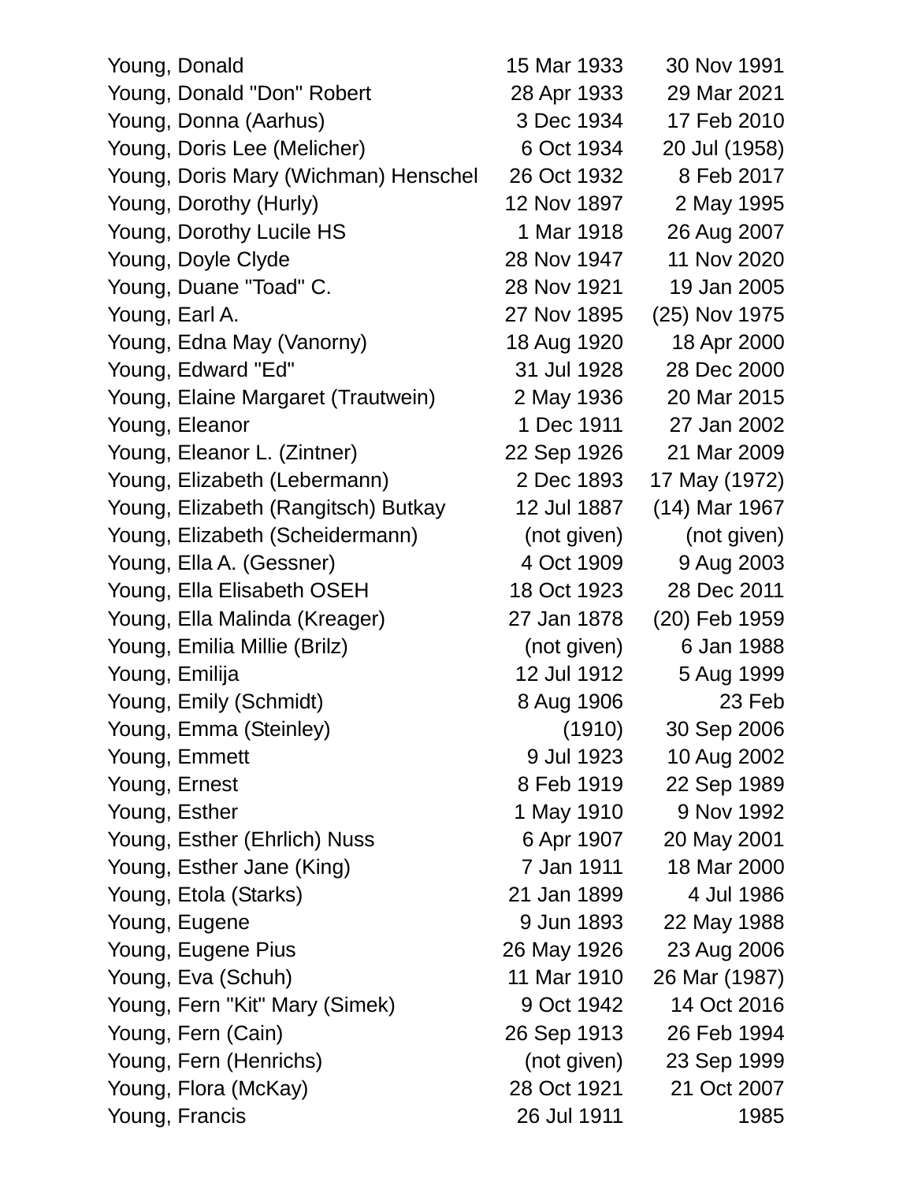| | | |
|---|---|---|
| Young, Donald | 15 Mar 1933 | 30 Nov 1991 |
| Young, Donald "Don" Robert | 28 Apr 1933 | 29 Mar 2021 |
| Young, Donna (Aarhus) | 3 Dec 1934 | 17 Feb 2010 |
| Young, Doris Lee (Melicher) | 6 Oct 1934 | 20 Jul (1958) |
| Young, Doris Mary (Wichman) Henschel | 26 Oct 1932 | 8 Feb 2017 |
| Young, Dorothy (Hurly) | 12 Nov 1897 | 2 May 1995 |
| Young, Dorothy Lucile HS | 1 Mar 1918 | 26 Aug 2007 |
| Young, Doyle Clyde | 28 Nov 1947 | 11 Nov 2020 |
| Young, Duane "Toad" C. | 28 Nov 1921 | 19 Jan 2005 |
| Young, Earl A. | 27 Nov 1895 | (25) Nov 1975 |
| Young, Edna May (Vanorny) | 18 Aug 1920 | 18 Apr 2000 |
| Young, Edward "Ed" | 31 Jul 1928 | 28 Dec 2000 |
| Young, Elaine Margaret (Trautwein) | 2 May 1936 | 20 Mar 2015 |
| Young, Eleanor | 1 Dec 1911 | 27 Jan 2002 |
| Young, Eleanor L. (Zintner) | 22 Sep 1926 | 21 Mar 2009 |
| Young, Elizabeth (Lebermann) | 2 Dec 1893 | 17 May (1972) |
| Young, Elizabeth (Rangitsch) Butkay | 12 Jul 1887 | (14) Mar 1967 |
| Young, Elizabeth (Scheidermann) | (not given) | (not given) |
| Young, Ella A. (Gessner) | 4 Oct 1909 | 9 Aug 2003 |
| Young, Ella Elisabeth OSEH | 18 Oct 1923 | 28 Dec 2011 |
| Young, Ella Malinda (Kreager) | 27 Jan 1878 | (20) Feb 1959 |
| Young, Emilia Millie (Brilz) | (not given) | 6 Jan 1988 |
| Young, Emilija | 12 Jul 1912 | 5 Aug 1999 |
| Young, Emily (Schmidt) | 8 Aug 1906 | 23 Feb |
| Young, Emma (Steinley) | (1910) | 30 Sep 2006 |
| Young, Emmett | 9 Jul 1923 | 10 Aug 2002 |
| Young, Ernest | 8 Feb 1919 | 22 Sep 1989 |
| Young, Esther | 1 May 1910 | 9 Nov 1992 |
| Young, Esther (Ehrlich) Nuss | 6 Apr 1907 | 20 May 2001 |
| Young, Esther Jane (King) | 7 Jan 1911 | 18 Mar 2000 |
| Young, Etola (Starks) | 21 Jan 1899 | 4 Jul 1986 |
| Young, Eugene | 9 Jun 1893 | 22 May 1988 |
| Young, Eugene Pius | 26 May 1926 | 23 Aug 2006 |
| Young, Eva (Schuh) | 11 Mar 1910 | 26 Mar (1987) |
| Young, Fern "Kit" Mary (Simek) | 9 Oct 1942 | 14 Oct 2016 |
| Young, Fern (Cain) | 26 Sep 1913 | 26 Feb 1994 |
| Young, Fern (Henrichs) | (not given) | 23 Sep 1999 |
| Young, Flora (McKay) | 28 Oct 1921 | 21 Oct 2007 |
| Young, Francis | 26 Jul 1911 | 1985 |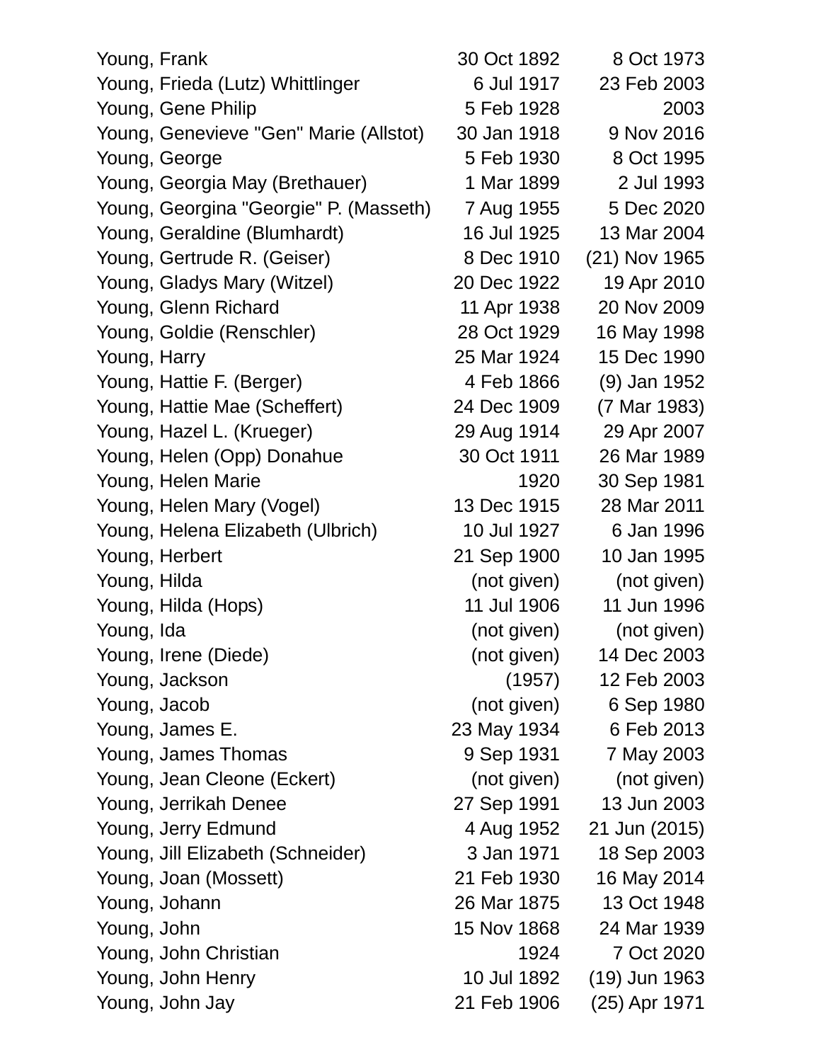| | | |
|---|---|---|
| Young, Frank | 30 Oct 1892 | 8 Oct 1973 |
| Young, Frieda (Lutz) Whittlinger | 6 Jul 1917 | 23 Feb 2003 |
| Young, Gene Philip | 5 Feb 1928 | 2003 |
| Young, Genevieve "Gen" Marie (Allstot) | 30 Jan 1918 | 9 Nov 2016 |
| Young, George | 5 Feb 1930 | 8 Oct 1995 |
| Young, Georgia May (Brethauer) | 1 Mar 1899 | 2 Jul 1993 |
| Young, Georgina "Georgie" P. (Masseth) | 7 Aug 1955 | 5 Dec 2020 |
| Young, Geraldine (Blumhardt) | 16 Jul 1925 | 13 Mar 2004 |
| Young, Gertrude R. (Geiser) | 8 Dec 1910 | (21) Nov 1965 |
| Young, Gladys Mary (Witzel) | 20 Dec 1922 | 19 Apr 2010 |
| Young, Glenn Richard | 11 Apr 1938 | 20 Nov 2009 |
| Young, Goldie (Renschler) | 28 Oct 1929 | 16 May 1998 |
| Young, Harry | 25 Mar 1924 | 15 Dec 1990 |
| Young, Hattie F. (Berger) | 4 Feb 1866 | (9) Jan 1952 |
| Young, Hattie Mae (Scheffert) | 24 Dec 1909 | (7 Mar 1983) |
| Young, Hazel L. (Krueger) | 29 Aug 1914 | 29 Apr 2007 |
| Young, Helen (Opp) Donahue | 30 Oct 1911 | 26 Mar 1989 |
| Young, Helen Marie | 1920 | 30 Sep 1981 |
| Young, Helen Mary (Vogel) | 13 Dec 1915 | 28 Mar 2011 |
| Young, Helena Elizabeth (Ulbrich) | 10 Jul 1927 | 6 Jan 1996 |
| Young, Herbert | 21 Sep 1900 | 10 Jan 1995 |
| Young, Hilda | (not given) | (not given) |
| Young, Hilda (Hops) | 11 Jul 1906 | 11 Jun 1996 |
| Young, Ida | (not given) | (not given) |
| Young, Irene (Diede) | (not given) | 14 Dec 2003 |
| Young, Jackson | (1957) | 12 Feb 2003 |
| Young, Jacob | (not given) | 6 Sep 1980 |
| Young, James E. | 23 May 1934 | 6 Feb 2013 |
| Young, James Thomas | 9 Sep 1931 | 7 May 2003 |
| Young, Jean Cleone (Eckert) | (not given) | (not given) |
| Young, Jerrikah Denee | 27 Sep 1991 | 13 Jun 2003 |
| Young, Jerry Edmund | 4 Aug 1952 | 21 Jun (2015) |
| Young, Jill Elizabeth (Schneider) | 3 Jan 1971 | 18 Sep 2003 |
| Young, Joan (Mossett) | 21 Feb 1930 | 16 May 2014 |
| Young, Johann | 26 Mar 1875 | 13 Oct 1948 |
| Young, John | 15 Nov 1868 | 24 Mar 1939 |
| Young, John Christian | 1924 | 7 Oct 2020 |
| Young, John Henry | 10 Jul 1892 | (19) Jun 1963 |
| Young, John Jay | 21 Feb 1906 | (25) Apr 1971 |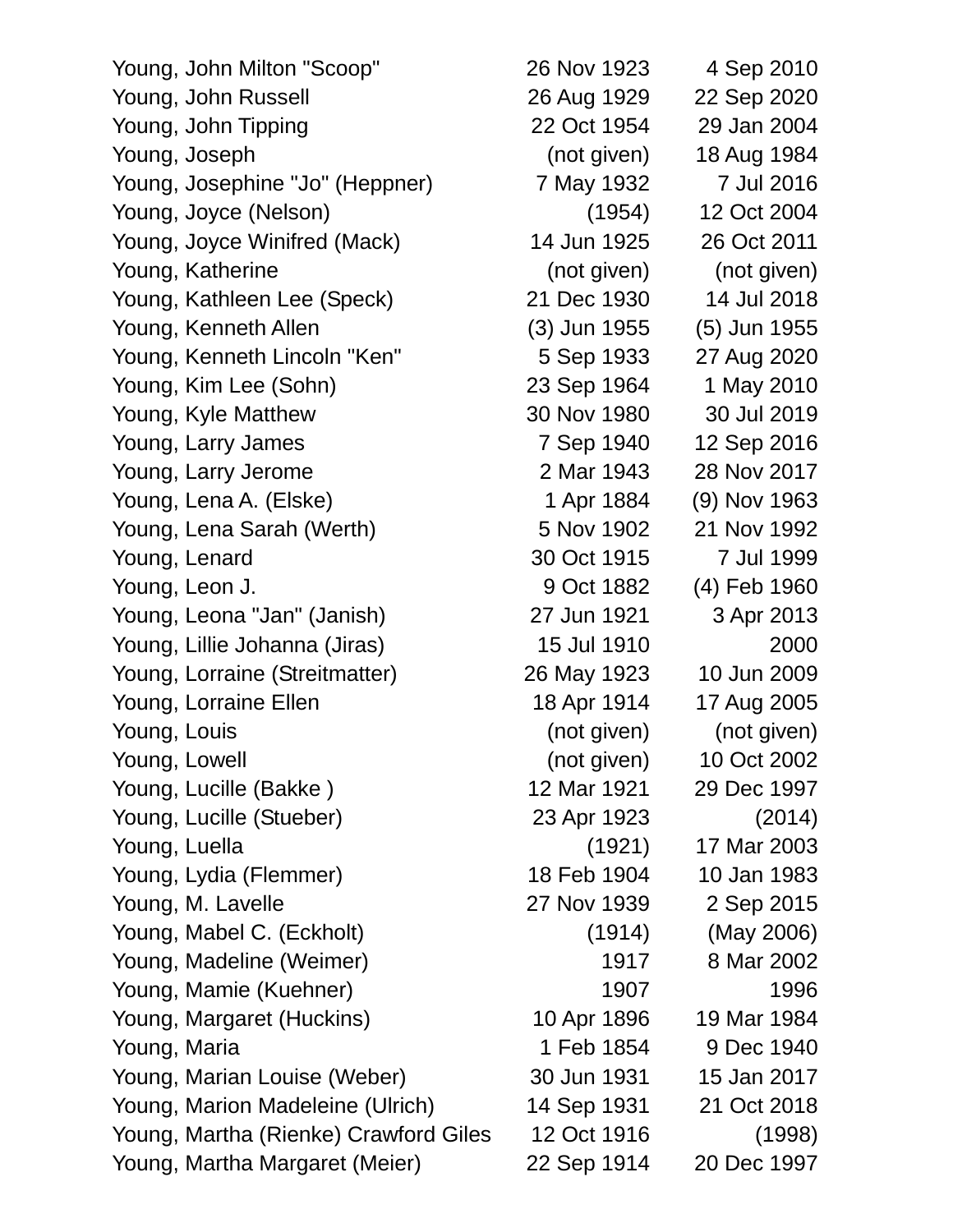| | | |
|---|---|---|
| Young, John Milton "Scoop" | 26 Nov 1923 | 4 Sep 2010 |
| Young, John Russell | 26 Aug 1929 | 22 Sep 2020 |
| Young, John Tipping | 22 Oct 1954 | 29 Jan 2004 |
| Young, Joseph | (not given) | 18 Aug 1984 |
| Young, Josephine "Jo" (Heppner) | 7 May 1932 | 7 Jul 2016 |
| Young, Joyce (Nelson) | (1954) | 12 Oct 2004 |
| Young, Joyce Winifred (Mack) | 14 Jun 1925 | 26 Oct 2011 |
| Young, Katherine | (not given) | (not given) |
| Young, Kathleen Lee (Speck) | 21 Dec 1930 | 14 Jul 2018 |
| Young, Kenneth Allen | (3) Jun 1955 | (5) Jun 1955 |
| Young, Kenneth Lincoln "Ken" | 5 Sep 1933 | 27 Aug 2020 |
| Young, Kim Lee (Sohn) | 23 Sep 1964 | 1 May 2010 |
| Young, Kyle Matthew | 30 Nov 1980 | 30 Jul 2019 |
| Young, Larry James | 7 Sep 1940 | 12 Sep 2016 |
| Young, Larry Jerome | 2 Mar 1943 | 28 Nov 2017 |
| Young, Lena A. (Elske) | 1 Apr 1884 | (9) Nov 1963 |
| Young, Lena Sarah (Werth) | 5 Nov 1902 | 21 Nov 1992 |
| Young, Lenard | 30 Oct 1915 | 7 Jul 1999 |
| Young, Leon J. | 9 Oct 1882 | (4) Feb 1960 |
| Young, Leona "Jan" (Janish) | 27 Jun 1921 | 3 Apr 2013 |
| Young, Lillie Johanna (Jiras) | 15 Jul 1910 | 2000 |
| Young, Lorraine (Streitmatter) | 26 May 1923 | 10 Jun 2009 |
| Young, Lorraine Ellen | 18 Apr 1914 | 17 Aug 2005 |
| Young, Louis | (not given) | (not given) |
| Young, Lowell | (not given) | 10 Oct 2002 |
| Young, Lucille (Bakke ) | 12 Mar 1921 | 29 Dec 1997 |
| Young, Lucille (Stueber) | 23 Apr 1923 | (2014) |
| Young, Luella | (1921) | 17 Mar 2003 |
| Young, Lydia (Flemmer) | 18 Feb 1904 | 10 Jan 1983 |
| Young, M. Lavelle | 27 Nov 1939 | 2 Sep 2015 |
| Young, Mabel C. (Eckholt) | (1914) | (May 2006) |
| Young, Madeline (Weimer) | 1917 | 8 Mar 2002 |
| Young, Mamie (Kuehner) | 1907 | 1996 |
| Young, Margaret (Huckins) | 10 Apr 1896 | 19 Mar 1984 |
| Young, Maria | 1 Feb 1854 | 9 Dec 1940 |
| Young, Marian Louise (Weber) | 30 Jun 1931 | 15 Jan 2017 |
| Young, Marion Madeleine (Ulrich) | 14 Sep 1931 | 21 Oct 2018 |
| Young, Martha (Rienke) Crawford Giles | 12 Oct 1916 | (1998) |
| Young, Martha Margaret (Meier) | 22 Sep 1914 | 20 Dec 1997 |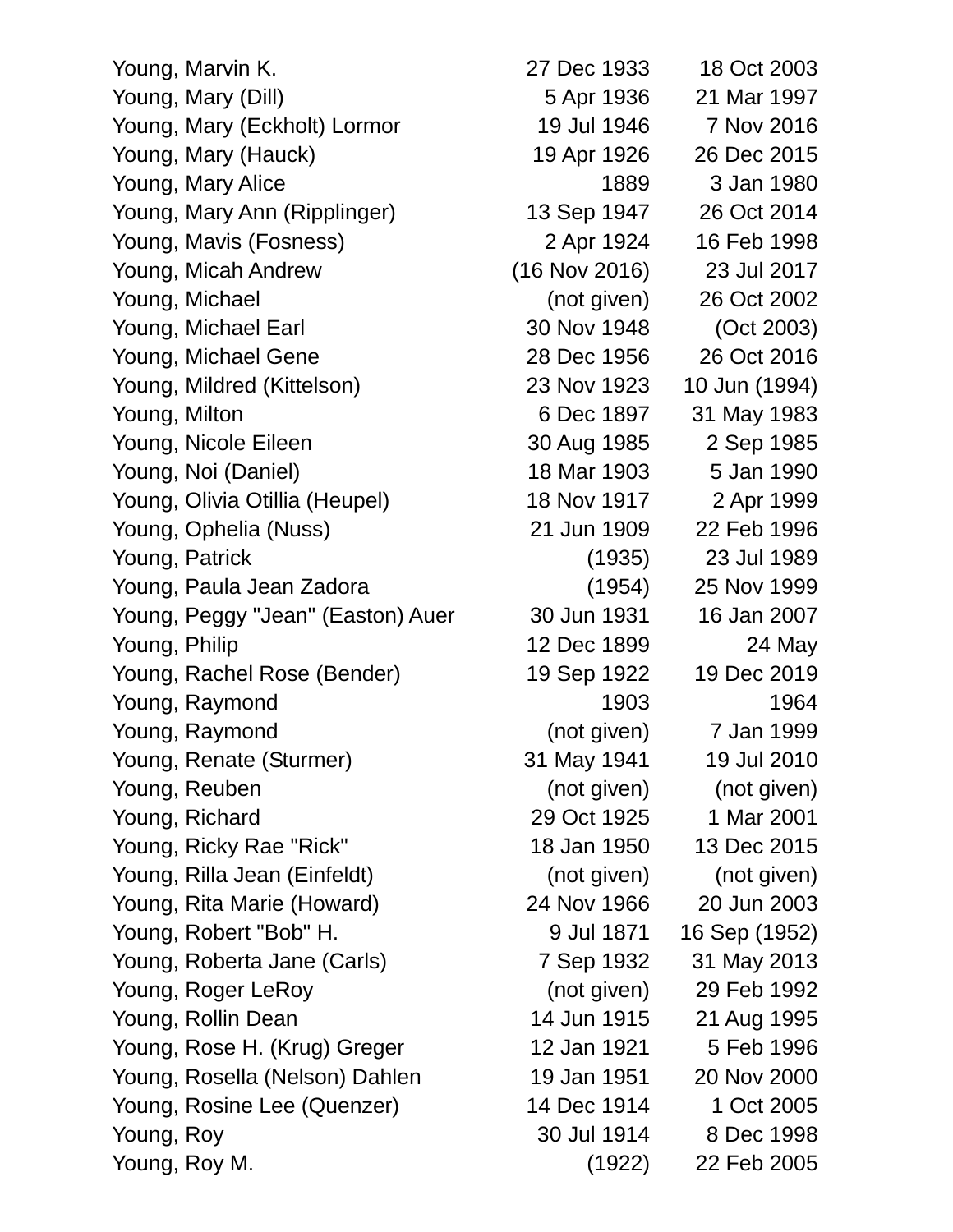| | | |
|---|---|---|
| Young, Marvin K. | 27 Dec 1933 | 18 Oct 2003 |
| Young, Mary (Dill) | 5 Apr 1936 | 21 Mar 1997 |
| Young, Mary (Eckholt) Lormor | 19 Jul 1946 | 7 Nov 2016 |
| Young, Mary (Hauck) | 19 Apr 1926 | 26 Dec 2015 |
| Young, Mary Alice | 1889 | 3 Jan 1980 |
| Young, Mary Ann (Ripplinger) | 13 Sep 1947 | 26 Oct 2014 |
| Young, Mavis (Fosness) | 2 Apr 1924 | 16 Feb 1998 |
| Young, Micah Andrew | (16 Nov 2016) | 23 Jul 2017 |
| Young, Michael | (not given) | 26 Oct 2002 |
| Young, Michael Earl | 30 Nov 1948 | (Oct 2003) |
| Young, Michael Gene | 28 Dec 1956 | 26 Oct 2016 |
| Young, Mildred (Kittelson) | 23 Nov 1923 | 10 Jun (1994) |
| Young, Milton | 6 Dec 1897 | 31 May 1983 |
| Young, Nicole Eileen | 30 Aug 1985 | 2 Sep 1985 |
| Young, Noi (Daniel) | 18 Mar 1903 | 5 Jan 1990 |
| Young, Olivia Otillia (Heupel) | 18 Nov 1917 | 2 Apr 1999 |
| Young, Ophelia (Nuss) | 21 Jun 1909 | 22 Feb 1996 |
| Young, Patrick | (1935) | 23 Jul 1989 |
| Young, Paula Jean Zadora | (1954) | 25 Nov 1999 |
| Young, Peggy "Jean" (Easton) Auer | 30 Jun 1931 | 16 Jan 2007 |
| Young, Philip | 12 Dec 1899 | 24 May |
| Young, Rachel Rose (Bender) | 19 Sep 1922 | 19 Dec 2019 |
| Young, Raymond | 1903 | 1964 |
| Young, Raymond | (not given) | 7 Jan 1999 |
| Young, Renate (Sturmer) | 31 May 1941 | 19 Jul 2010 |
| Young, Reuben | (not given) | (not given) |
| Young, Richard | 29 Oct 1925 | 1 Mar 2001 |
| Young, Ricky Rae "Rick" | 18 Jan 1950 | 13 Dec 2015 |
| Young, Rilla Jean (Einfeldt) | (not given) | (not given) |
| Young, Rita Marie (Howard) | 24 Nov 1966 | 20 Jun 2003 |
| Young, Robert "Bob" H. | 9 Jul 1871 | 16 Sep (1952) |
| Young, Roberta Jane (Carls) | 7 Sep 1932 | 31 May 2013 |
| Young, Roger LeRoy | (not given) | 29 Feb 1992 |
| Young, Rollin Dean | 14 Jun 1915 | 21 Aug 1995 |
| Young, Rose H. (Krug) Greger | 12 Jan 1921 | 5 Feb 1996 |
| Young, Rosella (Nelson) Dahlen | 19 Jan 1951 | 20 Nov 2000 |
| Young, Rosine Lee (Quenzer) | 14 Dec 1914 | 1 Oct 2005 |
| Young, Roy | 30 Jul 1914 | 8 Dec 1998 |
| Young, Roy M. | (1922) | 22 Feb 2005 |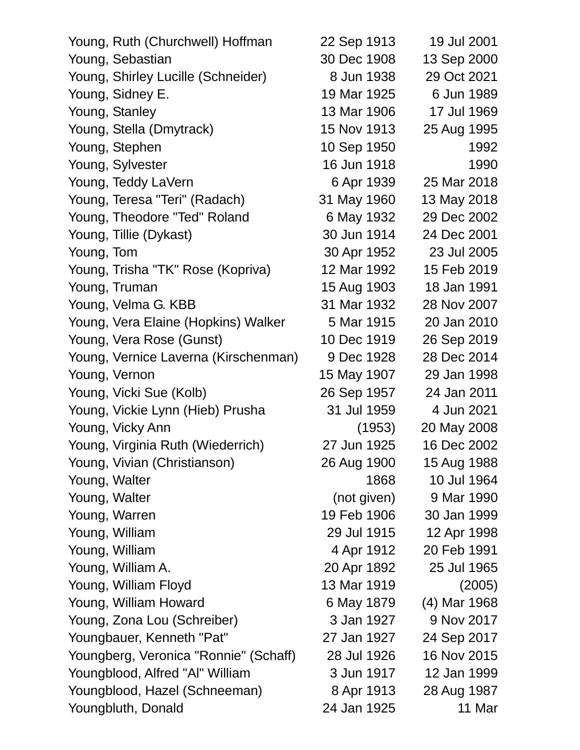| Name | Birth | Death |
|---|---|---|
| Young, Ruth (Churchwell) Hoffman | 22 Sep 1913 | 19 Jul 2001 |
| Young, Sebastian | 30 Dec 1908 | 13 Sep 2000 |
| Young, Shirley Lucille (Schneider) | 8 Jun 1938 | 29 Oct 2021 |
| Young, Sidney E. | 19 Mar 1925 | 6 Jun 1989 |
| Young, Stanley | 13 Mar 1906 | 17 Jul 1969 |
| Young, Stella (Dmytrack) | 15 Nov 1913 | 25 Aug 1995 |
| Young, Stephen | 10 Sep 1950 | 1992 |
| Young, Sylvester | 16 Jun 1918 | 1990 |
| Young, Teddy LaVern | 6 Apr 1939 | 25 Mar 2018 |
| Young, Teresa "Teri" (Radach) | 31 May 1960 | 13 May 2018 |
| Young, Theodore "Ted" Roland | 6 May 1932 | 29 Dec 2002 |
| Young, Tillie (Dykast) | 30 Jun 1914 | 24 Dec 2001 |
| Young, Tom | 30 Apr 1952 | 23 Jul 2005 |
| Young, Trisha "TK" Rose (Kopriva) | 12 Mar 1992 | 15 Feb 2019 |
| Young, Truman | 15 Aug 1903 | 18 Jan 1991 |
| Young, Velma G. KBB | 31 Mar 1932 | 28 Nov 2007 |
| Young, Vera Elaine (Hopkins) Walker | 5 Mar 1915 | 20 Jan 2010 |
| Young, Vera Rose (Gunst) | 10 Dec 1919 | 26 Sep 2019 |
| Young, Vernice Laverna (Kirschenman) | 9 Dec 1928 | 28 Dec 2014 |
| Young, Vernon | 15 May 1907 | 29 Jan 1998 |
| Young, Vicki Sue (Kolb) | 26 Sep 1957 | 24 Jan 2011 |
| Young, Vickie Lynn (Hieb) Prusha | 31 Jul 1959 | 4 Jun 2021 |
| Young, Vicky Ann | (1953) | 20 May 2008 |
| Young, Virginia Ruth (Wiederrich) | 27 Jun 1925 | 16 Dec 2002 |
| Young, Vivian (Christianson) | 26 Aug 1900 | 15 Aug 1988 |
| Young, Walter | 1868 | 10 Jul 1964 |
| Young, Walter | (not given) | 9 Mar 1990 |
| Young, Warren | 19 Feb 1906 | 30 Jan 1999 |
| Young, William | 29 Jul 1915 | 12 Apr 1998 |
| Young, William | 4 Apr 1912 | 20 Feb 1991 |
| Young, William A. | 20 Apr 1892 | 25 Jul 1965 |
| Young, William Floyd | 13 Mar 1919 | (2005) |
| Young, William Howard | 6 May 1879 | (4) Mar 1968 |
| Young, Zona Lou (Schreiber) | 3 Jan 1927 | 9 Nov 2017 |
| Youngbauer, Kenneth "Pat" | 27 Jan 1927 | 24 Sep 2017 |
| Youngberg, Veronica "Ronnie" (Schaff) | 28 Jul 1926 | 16 Nov 2015 |
| Youngblood, Alfred "Al" William | 3 Jun 1917 | 12 Jan 1999 |
| Youngblood, Hazel (Schneeman) | 8 Apr 1913 | 28 Aug 1987 |
| Youngbluth, Donald | 24 Jan 1925 | 11 Mar |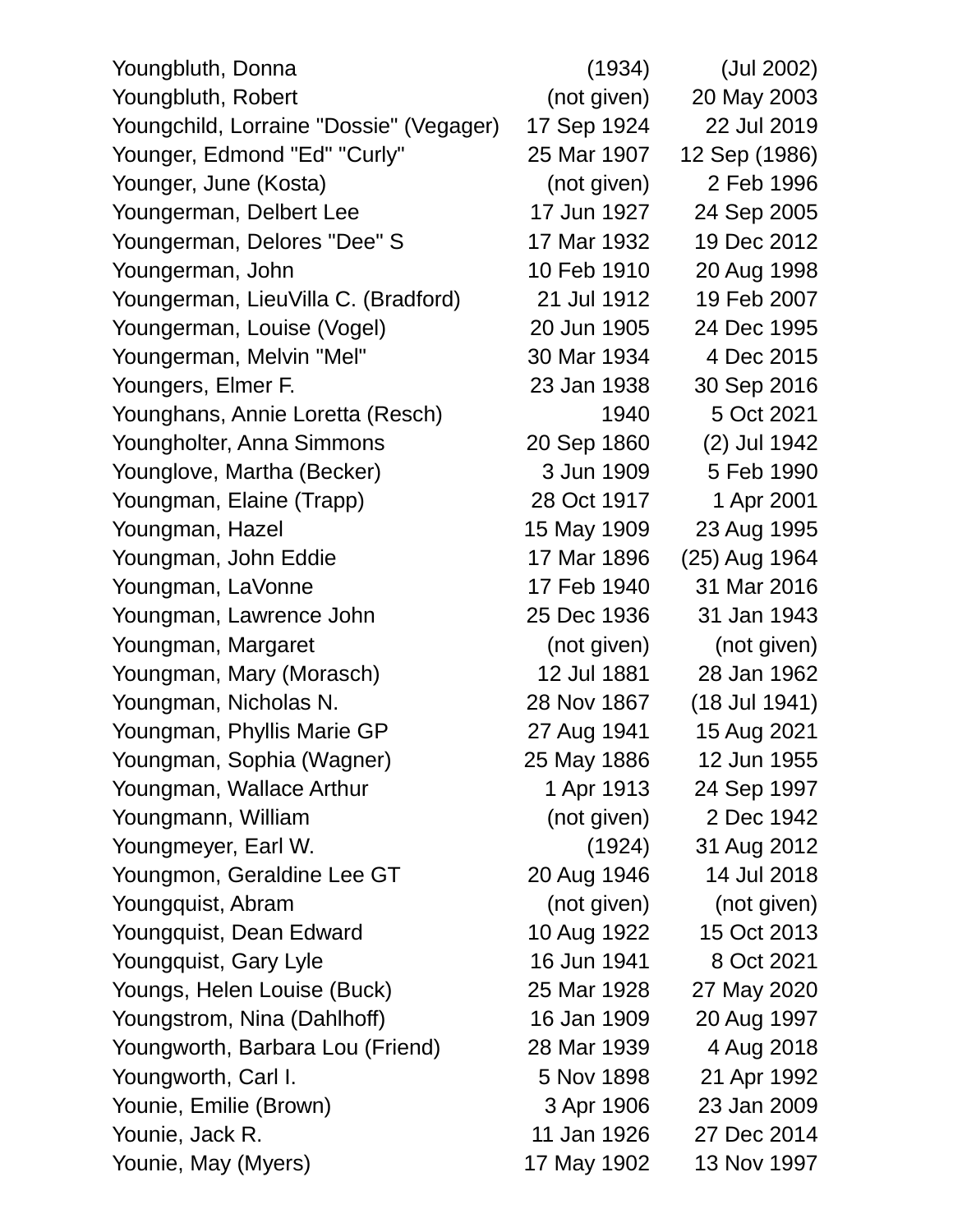| | | |
|---|---|---|
| Youngbluth, Donna | (1934) | (Jul 2002) |
| Youngbluth, Robert | (not given) | 20 May 2003 |
| Youngchild, Lorraine "Dossie" (Vegager) | 17 Sep 1924 | 22 Jul 2019 |
| Younger, Edmond "Ed" "Curly" | 25 Mar 1907 | 12 Sep (1986) |
| Younger, June (Kosta) | (not given) | 2 Feb 1996 |
| Youngerman, Delbert Lee | 17 Jun 1927 | 24 Sep 2005 |
| Youngerman, Delores "Dee" S | 17 Mar 1932 | 19 Dec 2012 |
| Youngerman, John | 10 Feb 1910 | 20 Aug 1998 |
| Youngerman, LieuVilla C. (Bradford) | 21 Jul 1912 | 19 Feb 2007 |
| Youngerman, Louise (Vogel) | 20 Jun 1905 | 24 Dec 1995 |
| Youngerman, Melvin "Mel" | 30 Mar 1934 | 4 Dec 2015 |
| Youngers, Elmer F. | 23 Jan 1938 | 30 Sep 2016 |
| Younghans, Annie Loretta (Resch) | 1940 | 5 Oct 2021 |
| Youngholter, Anna Simmons | 20 Sep 1860 | (2) Jul 1942 |
| Younglove, Martha (Becker) | 3 Jun 1909 | 5 Feb 1990 |
| Youngman, Elaine (Trapp) | 28 Oct 1917 | 1 Apr 2001 |
| Youngman, Hazel | 15 May 1909 | 23 Aug 1995 |
| Youngman, John Eddie | 17 Mar 1896 | (25) Aug 1964 |
| Youngman, LaVonne | 17 Feb 1940 | 31 Mar 2016 |
| Youngman, Lawrence John | 25 Dec 1936 | 31 Jan 1943 |
| Youngman, Margaret | (not given) | (not given) |
| Youngman, Mary (Morasch) | 12 Jul 1881 | 28 Jan 1962 |
| Youngman, Nicholas N. | 28 Nov 1867 | (18 Jul 1941) |
| Youngman, Phyllis Marie GP | 27 Aug 1941 | 15 Aug 2021 |
| Youngman, Sophia (Wagner) | 25 May 1886 | 12 Jun 1955 |
| Youngman, Wallace Arthur | 1 Apr 1913 | 24 Sep 1997 |
| Youngmann, William | (not given) | 2 Dec 1942 |
| Youngmeyer, Earl W. | (1924) | 31 Aug 2012 |
| Youngmon, Geraldine Lee GT | 20 Aug 1946 | 14 Jul 2018 |
| Youngquist, Abram | (not given) | (not given) |
| Youngquist, Dean Edward | 10 Aug 1922 | 15 Oct 2013 |
| Youngquist, Gary Lyle | 16 Jun 1941 | 8 Oct 2021 |
| Youngs, Helen Louise (Buck) | 25 Mar 1928 | 27 May 2020 |
| Youngstrom, Nina (Dahlhoff) | 16 Jan 1909 | 20 Aug 1997 |
| Youngworth, Barbara Lou (Friend) | 28 Mar 1939 | 4 Aug 2018 |
| Youngworth, Carl I. | 5 Nov 1898 | 21 Apr 1992 |
| Younie, Emilie (Brown) | 3 Apr 1906 | 23 Jan 2009 |
| Younie, Jack R. | 11 Jan 1926 | 27 Dec 2014 |
| Younie, May (Myers) | 17 May 1902 | 13 Nov 1997 |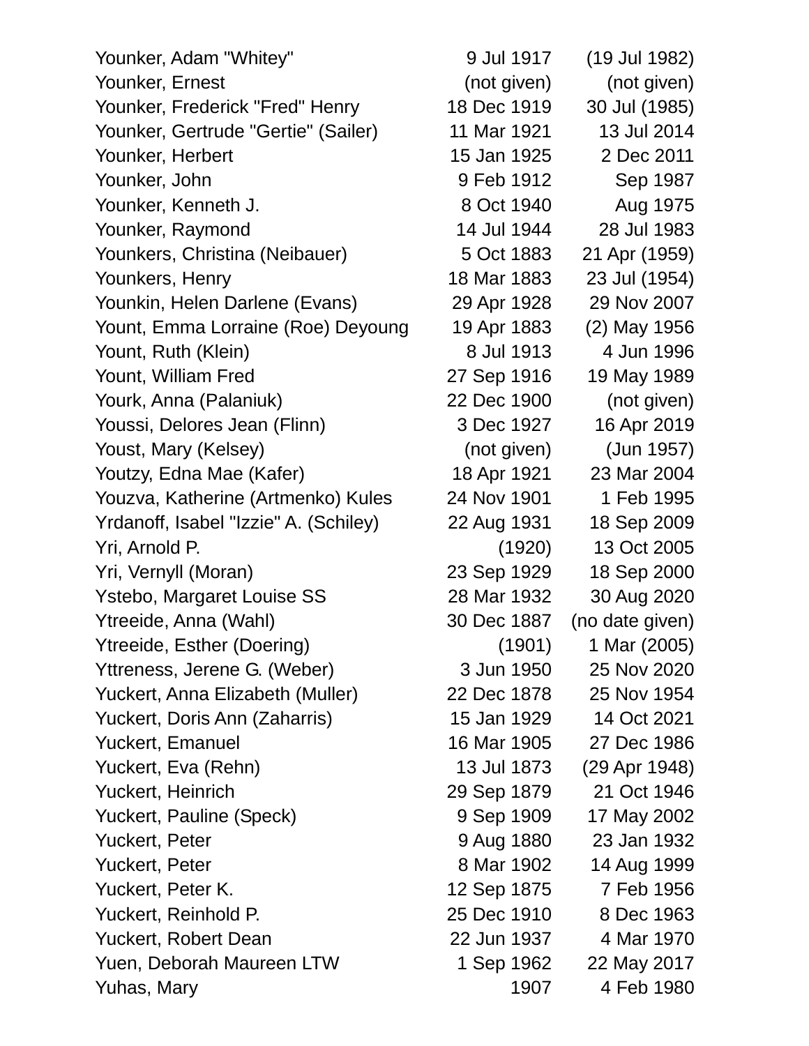| | | |
|---|---|---|
| Younker, Adam "Whitey" | 9 Jul 1917 | (19 Jul 1982) |
| Younker, Ernest | (not given) | (not given) |
| Younker, Frederick "Fred" Henry | 18 Dec 1919 | 30 Jul (1985) |
| Younker, Gertrude "Gertie" (Sailer) | 11 Mar 1921 | 13 Jul 2014 |
| Younker, Herbert | 15 Jan 1925 | 2 Dec 2011 |
| Younker, John | 9 Feb 1912 | Sep 1987 |
| Younker, Kenneth J. | 8 Oct 1940 | Aug 1975 |
| Younker, Raymond | 14 Jul 1944 | 28 Jul 1983 |
| Younkers, Christina (Neibauer) | 5 Oct 1883 | 21 Apr (1959) |
| Younkers, Henry | 18 Mar 1883 | 23 Jul (1954) |
| Younkin, Helen Darlene (Evans) | 29 Apr 1928 | 29 Nov 2007 |
| Yount, Emma Lorraine (Roe) Deyoung | 19 Apr 1883 | (2) May 1956 |
| Yount, Ruth (Klein) | 8 Jul 1913 | 4 Jun 1996 |
| Yount, William Fred | 27 Sep 1916 | 19 May 1989 |
| Yourk, Anna (Palaniuk) | 22 Dec 1900 | (not given) |
| Youssi, Delores Jean (Flinn) | 3 Dec 1927 | 16 Apr 2019 |
| Youst, Mary (Kelsey) | (not given) | (Jun 1957) |
| Youtzy, Edna Mae (Kafer) | 18 Apr 1921 | 23 Mar 2004 |
| Youzva, Katherine (Artmenko) Kules | 24 Nov 1901 | 1 Feb 1995 |
| Yrdanoff, Isabel "Izzie" A. (Schiley) | 22 Aug 1931 | 18 Sep 2009 |
| Yri, Arnold P. | (1920) | 13 Oct 2005 |
| Yri, Vernyll (Moran) | 23 Sep 1929 | 18 Sep 2000 |
| Ystebo, Margaret Louise SS | 28 Mar 1932 | 30 Aug 2020 |
| Ytreeide, Anna (Wahl) | 30 Dec 1887 | (no date given) |
| Ytreeide, Esther (Doering) | (1901) | 1 Mar (2005) |
| Yttreness, Jerene G. (Weber) | 3 Jun 1950 | 25 Nov 2020 |
| Yuckert, Anna Elizabeth (Muller) | 22 Dec 1878 | 25 Nov 1954 |
| Yuckert, Doris Ann (Zaharris) | 15 Jan 1929 | 14 Oct 2021 |
| Yuckert, Emanuel | 16 Mar 1905 | 27 Dec 1986 |
| Yuckert, Eva (Rehn) | 13 Jul 1873 | (29 Apr 1948) |
| Yuckert, Heinrich | 29 Sep 1879 | 21 Oct 1946 |
| Yuckert, Pauline (Speck) | 9 Sep 1909 | 17 May 2002 |
| Yuckert, Peter | 9 Aug 1880 | 23 Jan 1932 |
| Yuckert, Peter | 8 Mar 1902 | 14 Aug 1999 |
| Yuckert, Peter K. | 12 Sep 1875 | 7 Feb 1956 |
| Yuckert, Reinhold P. | 25 Dec 1910 | 8 Dec 1963 |
| Yuckert, Robert Dean | 22 Jun 1937 | 4 Mar 1970 |
| Yuen, Deborah Maureen LTW | 1 Sep 1962 | 22 May 2017 |
| Yuhas, Mary | 1907 | 4 Feb 1980 |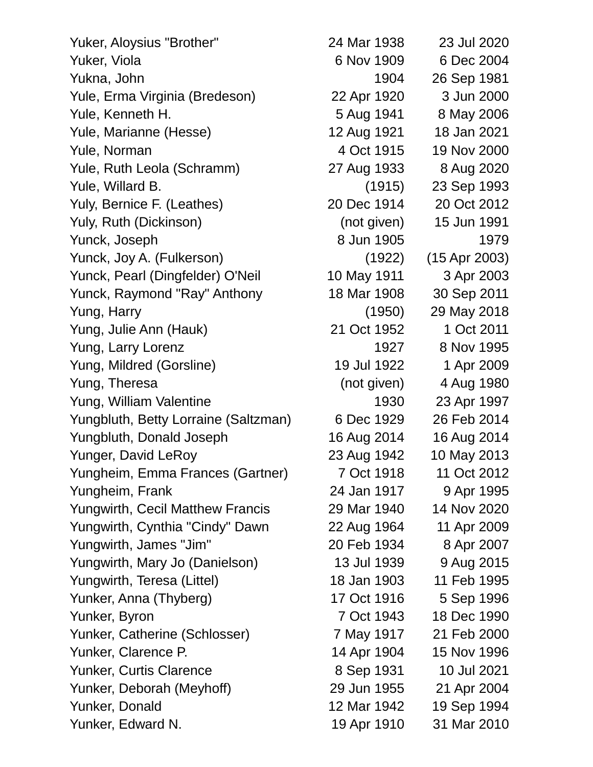| | | |
|---|---|---|
| Yuker, Aloysius "Brother" | 24 Mar 1938 | 23 Jul 2020 |
| Yuker, Viola | 6 Nov 1909 | 6 Dec 2004 |
| Yukna, John | 1904 | 26 Sep 1981 |
| Yule, Erma Virginia (Bredeson) | 22 Apr 1920 | 3 Jun 2000 |
| Yule, Kenneth H. | 5 Aug 1941 | 8 May 2006 |
| Yule, Marianne (Hesse) | 12 Aug 1921 | 18 Jan 2021 |
| Yule, Norman | 4 Oct 1915 | 19 Nov 2000 |
| Yule, Ruth Leola (Schramm) | 27 Aug 1933 | 8 Aug 2020 |
| Yule, Willard B. | (1915) | 23 Sep 1993 |
| Yuly, Bernice F. (Leathes) | 20 Dec 1914 | 20 Oct 2012 |
| Yuly, Ruth (Dickinson) | (not given) | 15 Jun 1991 |
| Yunck, Joseph | 8 Jun 1905 | 1979 |
| Yunck, Joy A. (Fulkerson) | (1922) | (15 Apr 2003) |
| Yunck, Pearl (Dingfelder) O'Neil | 10 May 1911 | 3 Apr 2003 |
| Yunck, Raymond "Ray" Anthony | 18 Mar 1908 | 30 Sep 2011 |
| Yung, Harry | (1950) | 29 May 2018 |
| Yung, Julie Ann (Hauk) | 21 Oct 1952 | 1 Oct 2011 |
| Yung, Larry Lorenz | 1927 | 8 Nov 1995 |
| Yung, Mildred (Gorsline) | 19 Jul 1922 | 1 Apr 2009 |
| Yung, Theresa | (not given) | 4 Aug 1980 |
| Yung, William Valentine | 1930 | 23 Apr 1997 |
| Yungbluth, Betty Lorraine (Saltzman) | 6 Dec 1929 | 26 Feb 2014 |
| Yungbluth, Donald Joseph | 16 Aug 2014 | 16 Aug 2014 |
| Yunger, David LeRoy | 23 Aug 1942 | 10 May 2013 |
| Yungheim, Emma Frances (Gartner) | 7 Oct 1918 | 11 Oct 2012 |
| Yungheim, Frank | 24 Jan 1917 | 9 Apr 1995 |
| Yungwirth, Cecil Matthew Francis | 29 Mar 1940 | 14 Nov 2020 |
| Yungwirth, Cynthia "Cindy" Dawn | 22 Aug 1964 | 11 Apr 2009 |
| Yungwirth, James "Jim" | 20 Feb 1934 | 8 Apr 2007 |
| Yungwirth, Mary Jo (Danielson) | 13 Jul 1939 | 9 Aug 2015 |
| Yungwirth, Teresa (Littel) | 18 Jan 1903 | 11 Feb 1995 |
| Yunker, Anna (Thyberg) | 17 Oct 1916 | 5 Sep 1996 |
| Yunker, Byron | 7 Oct 1943 | 18 Dec 1990 |
| Yunker, Catherine (Schlosser) | 7 May 1917 | 21 Feb 2000 |
| Yunker, Clarence P. | 14 Apr 1904 | 15 Nov 1996 |
| Yunker, Curtis Clarence | 8 Sep 1931 | 10 Jul 2021 |
| Yunker, Deborah (Meyhoff) | 29 Jun 1955 | 21 Apr 2004 |
| Yunker, Donald | 12 Mar 1942 | 19 Sep 1994 |
| Yunker, Edward N. | 19 Apr 1910 | 31 Mar 2010 |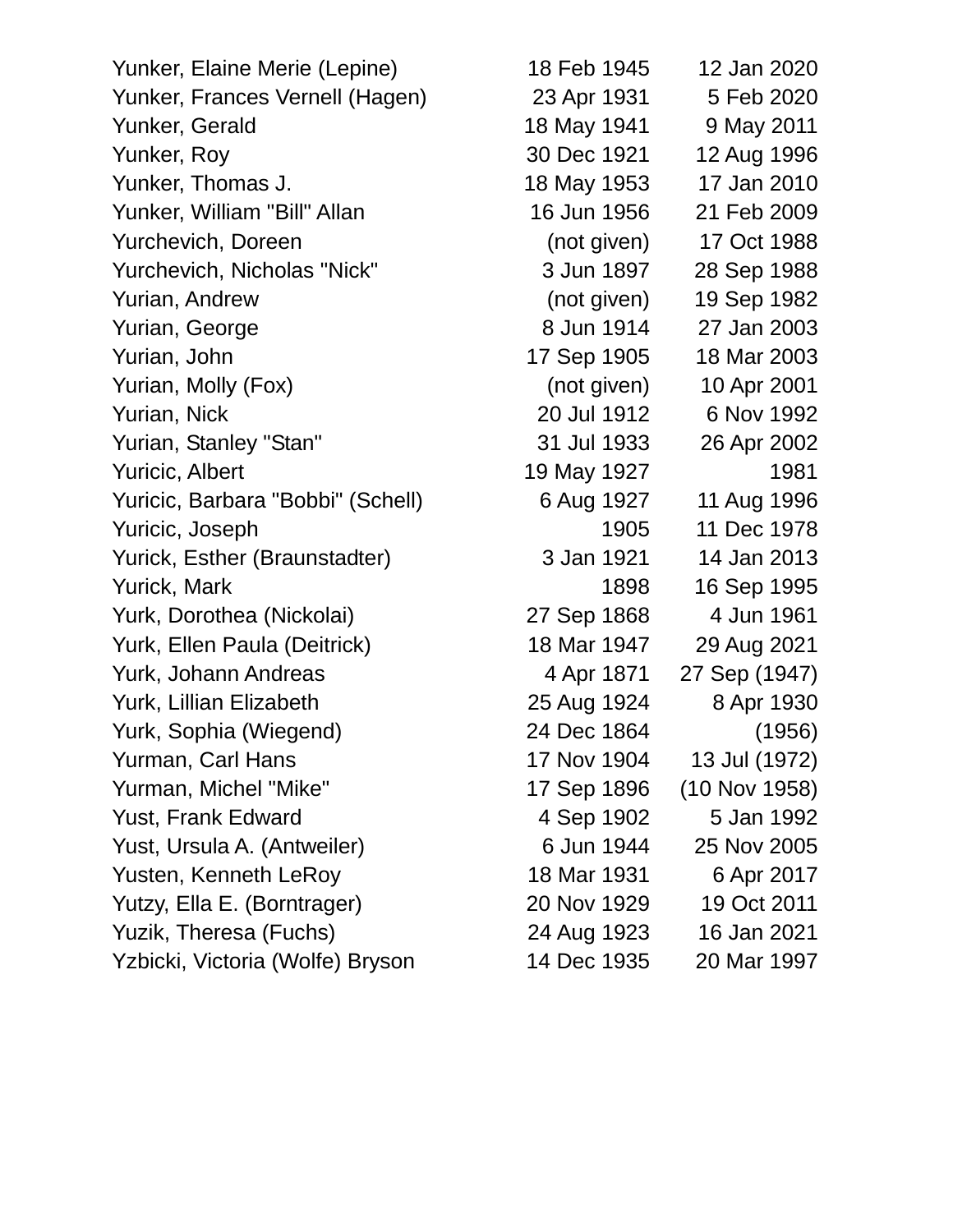| | | |
|---|---|---|
| Yunker, Elaine Merie (Lepine) | 18 Feb 1945 | 12 Jan 2020 |
| Yunker, Frances Vernell (Hagen) | 23 Apr 1931 | 5 Feb 2020 |
| Yunker, Gerald | 18 May 1941 | 9 May 2011 |
| Yunker, Roy | 30 Dec 1921 | 12 Aug 1996 |
| Yunker, Thomas J. | 18 May 1953 | 17 Jan 2010 |
| Yunker, William "Bill" Allan | 16 Jun 1956 | 21 Feb 2009 |
| Yurchevich, Doreen | (not given) | 17 Oct 1988 |
| Yurchevich, Nicholas "Nick" | 3 Jun 1897 | 28 Sep 1988 |
| Yurian, Andrew | (not given) | 19 Sep 1982 |
| Yurian, George | 8 Jun 1914 | 27 Jan 2003 |
| Yurian, John | 17 Sep 1905 | 18 Mar 2003 |
| Yurian, Molly (Fox) | (not given) | 10 Apr 2001 |
| Yurian, Nick | 20 Jul 1912 | 6 Nov 1992 |
| Yurian, Stanley "Stan" | 31 Jul 1933 | 26 Apr 2002 |
| Yuricic, Albert | 19 May 1927 | 1981 |
| Yuricic, Barbara "Bobbi" (Schell) | 6 Aug 1927 | 11 Aug 1996 |
| Yuricic, Joseph | 1905 | 11 Dec 1978 |
| Yurick, Esther (Braunstadter) | 3 Jan 1921 | 14 Jan 2013 |
| Yurick, Mark | 1898 | 16 Sep 1995 |
| Yurk, Dorothea (Nickolai) | 27 Sep 1868 | 4 Jun 1961 |
| Yurk, Ellen Paula (Deitrick) | 18 Mar 1947 | 29 Aug 2021 |
| Yurk, Johann Andreas | 4 Apr 1871 | 27 Sep (1947) |
| Yurk, Lillian Elizabeth | 25 Aug 1924 | 8 Apr 1930 |
| Yurk, Sophia (Wiegend) | 24 Dec 1864 | (1956) |
| Yurman, Carl Hans | 17 Nov 1904 | 13 Jul (1972) |
| Yurman, Michel "Mike" | 17 Sep 1896 | (10 Nov 1958) |
| Yust, Frank Edward | 4 Sep 1902 | 5 Jan 1992 |
| Yust, Ursula A. (Antweiler) | 6 Jun 1944 | 25 Nov 2005 |
| Yusten, Kenneth LeRoy | 18 Mar 1931 | 6 Apr 2017 |
| Yutzy, Ella E. (Borntrager) | 20 Nov 1929 | 19 Oct 2011 |
| Yuzik, Theresa (Fuchs) | 24 Aug 1923 | 16 Jan 2021 |
| Yzbicki, Victoria (Wolfe) Bryson | 14 Dec 1935 | 20 Mar 1997 |